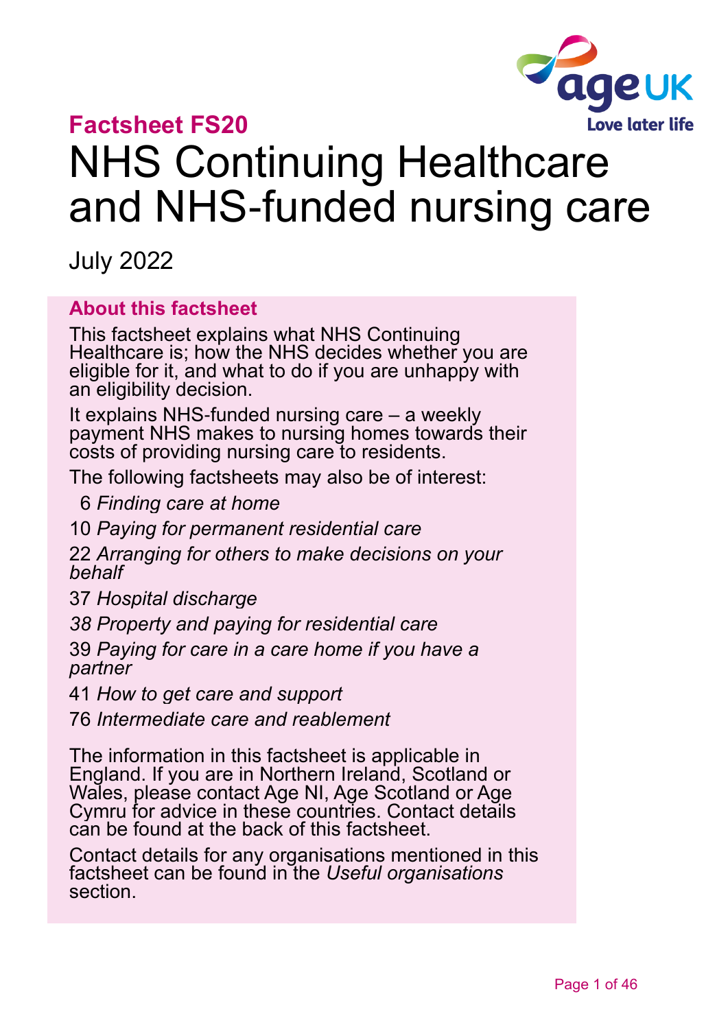Factsheet FS20

# NHS Continuing Healthcare and NHS-funded nursing care

July 2022

## About this factsheet

This factsheet explains what NHS Continuing Healthcare is; how the NHS decides whether you are eligible for it, and what to do if you are unhappy with an eligibility decision.

It explains NHS-funded nursing care – a weekly payment NHS makes to nursing homes towards their costs of providing nursing care to residents.

The following factsheets may also be of interest:

6 *Finding care at home*

10 *Paying for permanent residential care*

22 *Arranging for others to make decisions on your behalf*

37 *Hospital discharge*

*38 Property and paying for residential care*

39 *Paying for care in a care home if you have a partner*

41 *How to get care and support*

76 *Intermediate care and reablement*

The information in this factsheet is applicable in England. If you are in Northern Ireland, Scotland or Wales, please contact Age NI, Age Scotland or Age Cymru for advice in these countries. Contact details can be found at the back of this factsheet.

Contact details for any organisations mentioned in this factsheet can be found in the *Useful organisations* section.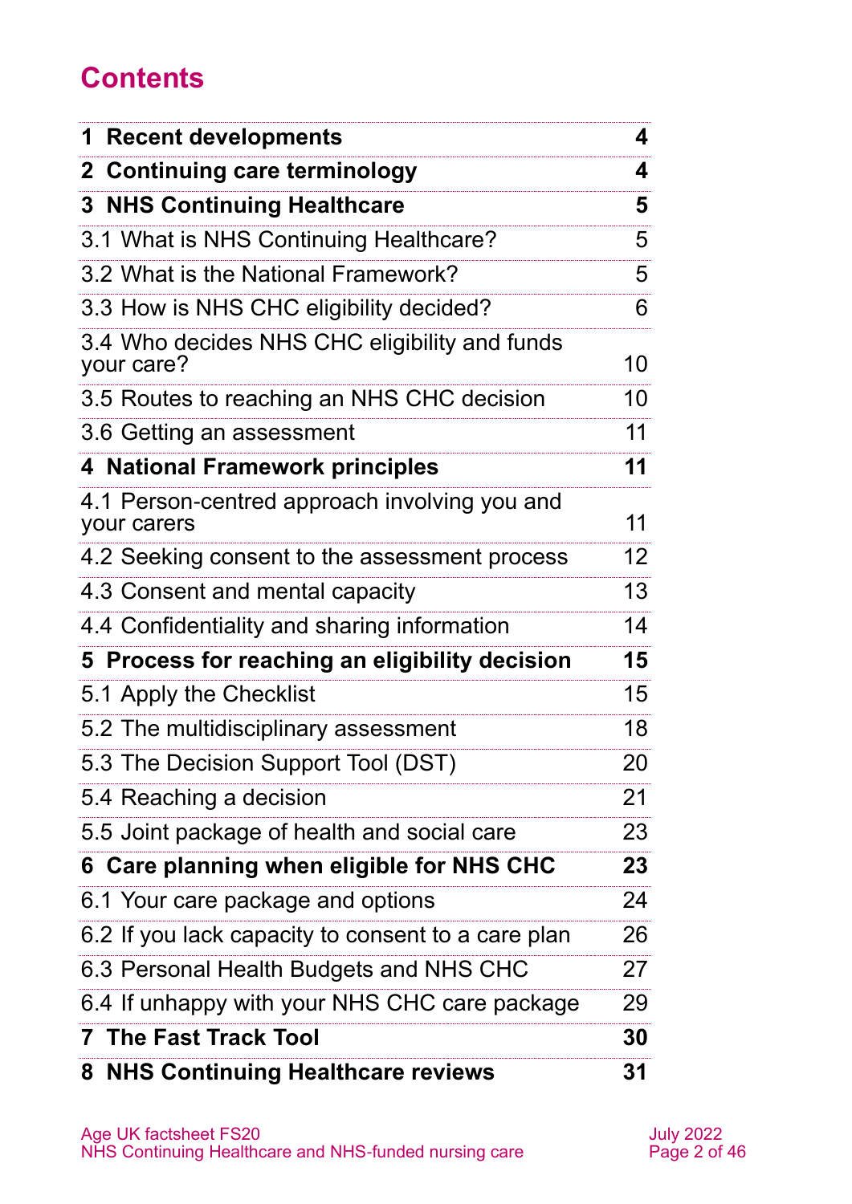# Contents

| | |
|---|---|
| **1 Recent developments** | **4** |
| **2 Continuing care terminology** | **4** |
| **3 NHS Continuing Healthcare** | **5** |
| 3.1 What is NHS Continuing Healthcare? | 5 |
| 3.2 What is the National Framework? | 5 |
| 3.3 How is NHS CHC eligibility decided? | 6 |
| 3.4 Who decides NHS CHC eligibility and funds your care? | 10 |
| 3.5 Routes to reaching an NHS CHC decision | 10 |
| 3.6 Getting an assessment | 11 |
| **4 National Framework principles** | **11** |
| 4.1 Person-centred approach involving you and your carers | 11 |
| 4.2 Seeking consent to the assessment process | 12 |
| 4.3 Consent and mental capacity | 13 |
| 4.4 Confidentiality and sharing information | 14 |
| **5 Process for reaching an eligibility decision** | **15** |
| 5.1 Apply the Checklist | 15 |
| 5.2 The multidisciplinary assessment | 18 |
| 5.3 The Decision Support Tool (DST) | 20 |
| 5.4 Reaching a decision | 21 |
| 5.5 Joint package of health and social care | 23 |
| **6 Care planning when eligible for NHS CHC** | **23** |
| 6.1 Your care package and options | 24 |
| 6.2 If you lack capacity to consent to a care plan | 26 |
| 6.3 Personal Health Budgets and NHS CHC | 27 |
| 6.4 If unhappy with your NHS CHC care package | 29 |
| **7 The Fast Track Tool** | **30** |
| **8 NHS Continuing Healthcare reviews** | **31** |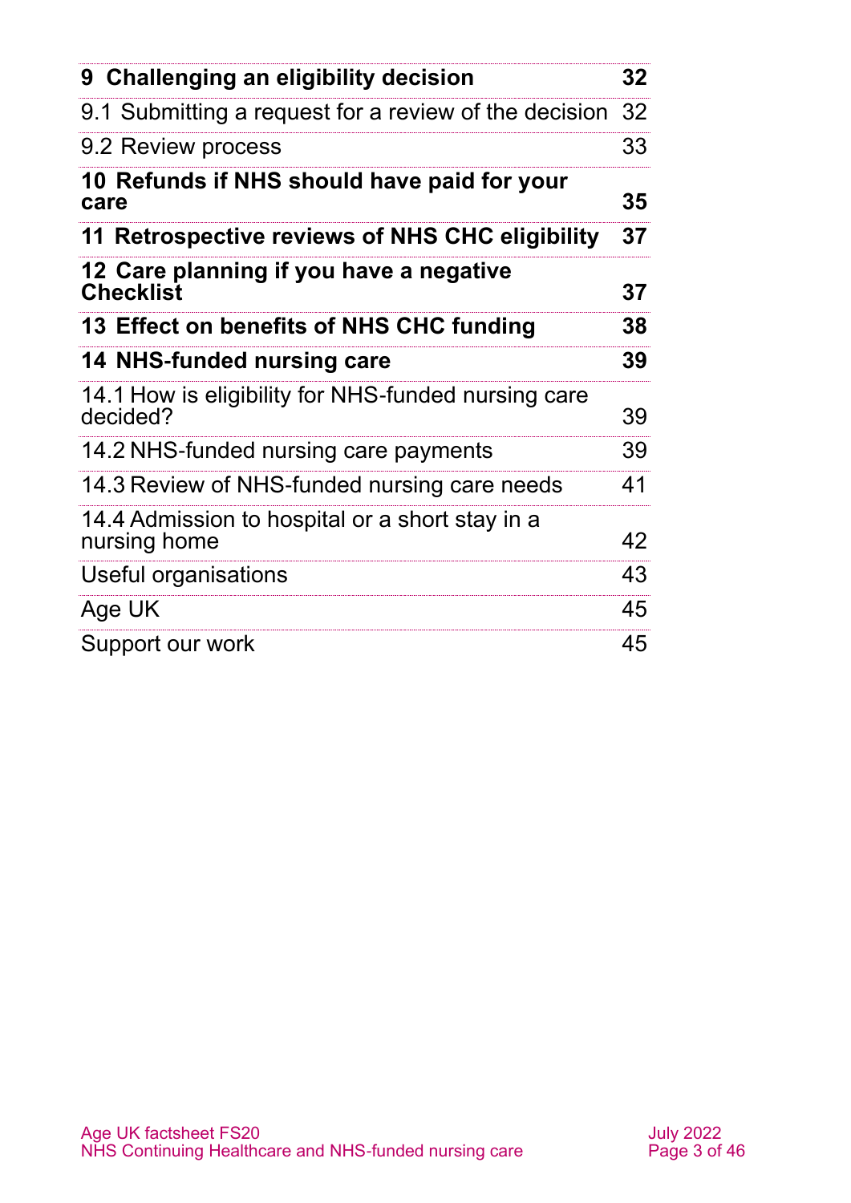| | |
|---|---|
| **9 Challenging an eligibility decision** | **32** |
| 9.1 Submitting a request for a review of the decision | 32 |
| 9.2 Review process | 33 |
| **10 Refunds if NHS should have paid for your care** | **35** |
| **11 Retrospective reviews of NHS CHC eligibility** | **37** |
| **12 Care planning if you have a negative Checklist** | **37** |
| **13 Effect on benefits of NHS CHC funding** | **38** |
| **14 NHS-funded nursing care** | **39** |
| 14.1 How is eligibility for NHS-funded nursing care decided? | 39 |
| 14.2 NHS-funded nursing care payments | 39 |
| 14.3 Review of NHS-funded nursing care needs | 41 |
| 14.4 Admission to hospital or a short stay in a nursing home | 42 |
| Useful organisations | 43 |
| Age UK | 45 |
| Support our work | 45 |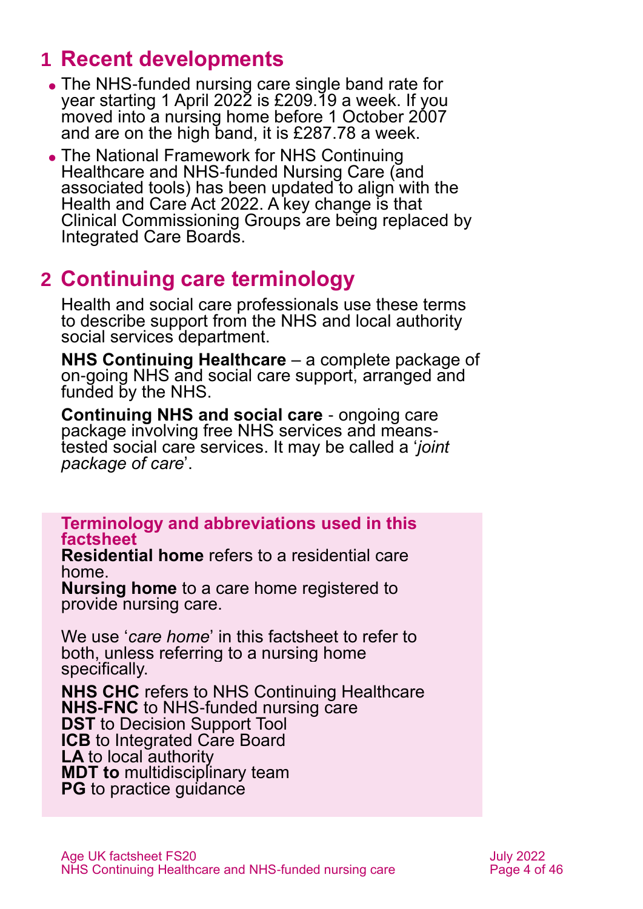## 1 Recent developments

- The NHS-funded nursing care single band rate for year starting 1 April 2022 is £209.19 a week. If you moved into a nursing home before 1 October 2007 and are on the high band, it is £287.78 a week.
- The National Framework for NHS Continuing Healthcare and NHS-funded Nursing Care (and associated tools) has been updated to align with the Health and Care Act 2022. A key change is that Clinical Commissioning Groups are being replaced by Integrated Care Boards.

## 2 Continuing care terminology

Health and social care professionals use these terms to describe support from the NHS and local authority social services department.

**NHS Continuing Healthcare** – a complete package of on-going NHS and social care support, arranged and funded by the NHS.

**Continuing NHS and social care** - ongoing care package involving free NHS services and means-tested social care services. It may be called a '*joint package of care*'.

**Terminology and abbreviations used in this factsheet**

**Residential home** refers to a residential care home.
**Nursing home** to a care home registered to provide nursing care.

We use '*care home*' in this factsheet to refer to both, unless referring to a nursing home specifically.

**NHS CHC** refers to NHS Continuing Healthcare
**NHS-FNC** to NHS-funded nursing care
**DST** to Decision Support Tool
**ICB** to Integrated Care Board
**LA** to local authority
**MDT to** multidisciplinary team
**PG** to practice guidance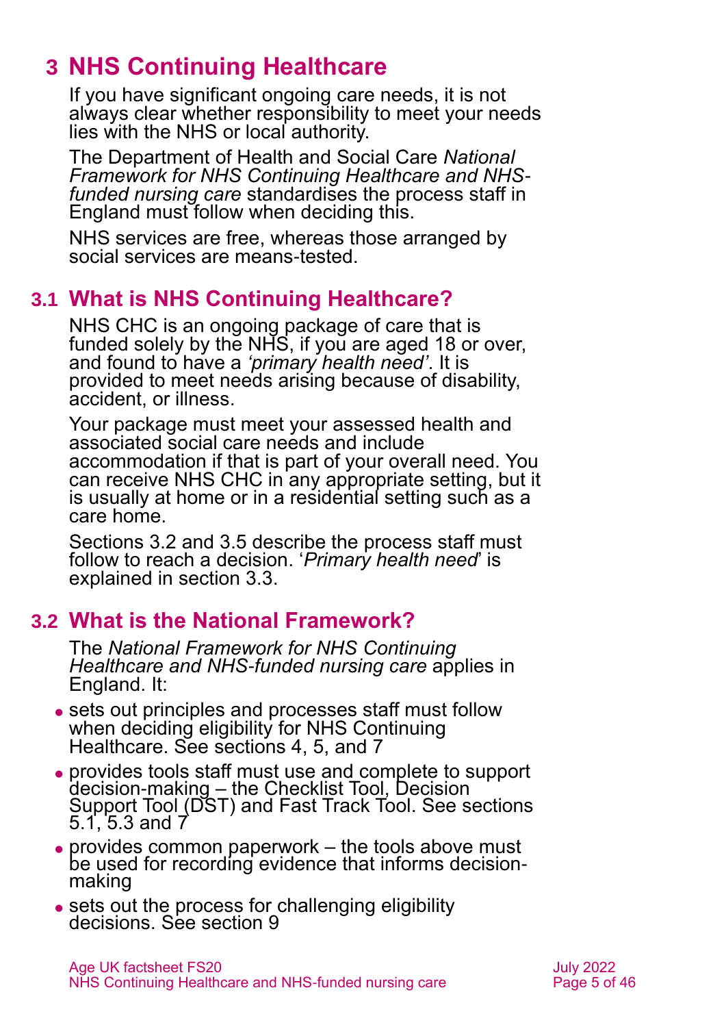# 3 NHS Continuing Healthcare

If you have significant ongoing care needs, it is not always clear whether responsibility to meet your needs lies with the NHS or local authority.

The Department of Health and Social Care *National Framework for NHS Continuing Healthcare and NHS-funded nursing care* standardises the process staff in England must follow when deciding this.

NHS services are free, whereas those arranged by social services are means-tested.

## 3.1 What is NHS Continuing Healthcare?

NHS CHC is an ongoing package of care that is funded solely by the NHS, if you are aged 18 or over, and found to have a *'primary health need'*. It is provided to meet needs arising because of disability, accident, or illness.

Your package must meet your assessed health and associated social care needs and include accommodation if that is part of your overall need. You can receive NHS CHC in any appropriate setting, but it is usually at home or in a residential setting such as a care home.

Sections 3.2 and 3.5 describe the process staff must follow to reach a decision. '*Primary health need*' is explained in section 3.3.

## 3.2 What is the National Framework?

The *National Framework for NHS Continuing Healthcare and NHS-funded nursing care* applies in England. It:

- sets out principles and processes staff must follow when deciding eligibility for NHS Continuing Healthcare. See sections 4, 5, and 7
- provides tools staff must use and complete to support decision-making – the Checklist Tool, Decision Support Tool (DST) and Fast Track Tool. See sections 5.1, 5.3 and 7
- provides common paperwork – the tools above must be used for recording evidence that informs decision-making
- sets out the process for challenging eligibility decisions. See section 9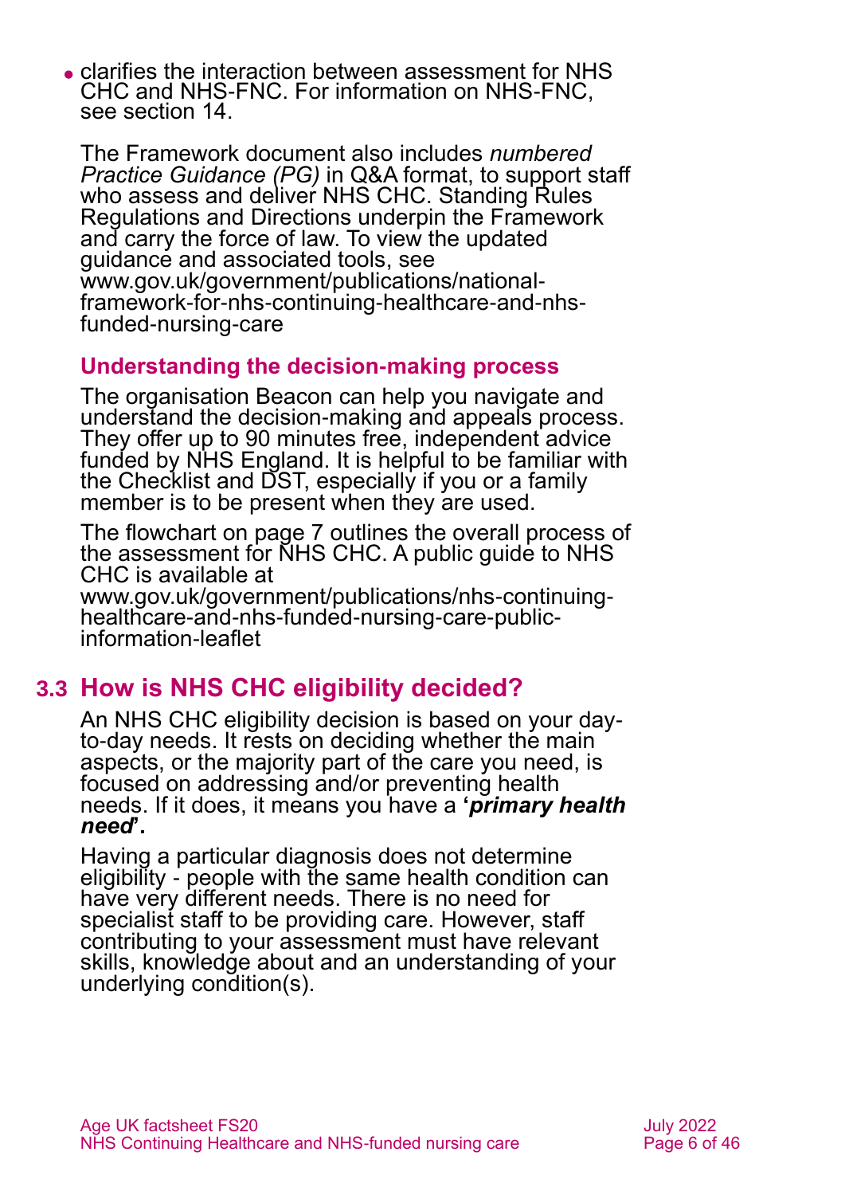- clarifies the interaction between assessment for NHS CHC and NHS-FNC. For information on NHS-FNC, see section 14.

  The Framework document also includes *numbered Practice Guidance (PG)* in Q&A format, to support staff who assess and deliver NHS CHC. Standing Rules Regulations and Directions underpin the Framework and carry the force of law. To view the updated guidance and associated tools, see www.gov.uk/government/publications/national-framework-for-nhs-continuing-healthcare-and-nhs-funded-nursing-care

### Understanding the decision-making process

The organisation Beacon can help you navigate and understand the decision-making and appeals process. They offer up to 90 minutes free, independent advice funded by NHS England. It is helpful to be familiar with the Checklist and DST, especially if you or a family member is to be present when they are used.

The flowchart on page 7 outlines the overall process of the assessment for NHS CHC. A public guide to NHS CHC is available at www.gov.uk/government/publications/nhs-continuing-healthcare-and-nhs-funded-nursing-care-public-information-leaflet

## 3.3 How is NHS CHC eligibility decided?

An NHS CHC eligibility decision is based on your day-to-day needs. It rests on deciding whether the main aspects, or the majority part of the care you need, is focused on addressing and/or preventing health needs. If it does, it means you have a **'*primary health need*'.**

Having a particular diagnosis does not determine eligibility - people with the same health condition can have very different needs. There is no need for specialist staff to be providing care. However, staff contributing to your assessment must have relevant skills, knowledge about and an understanding of your underlying condition(s).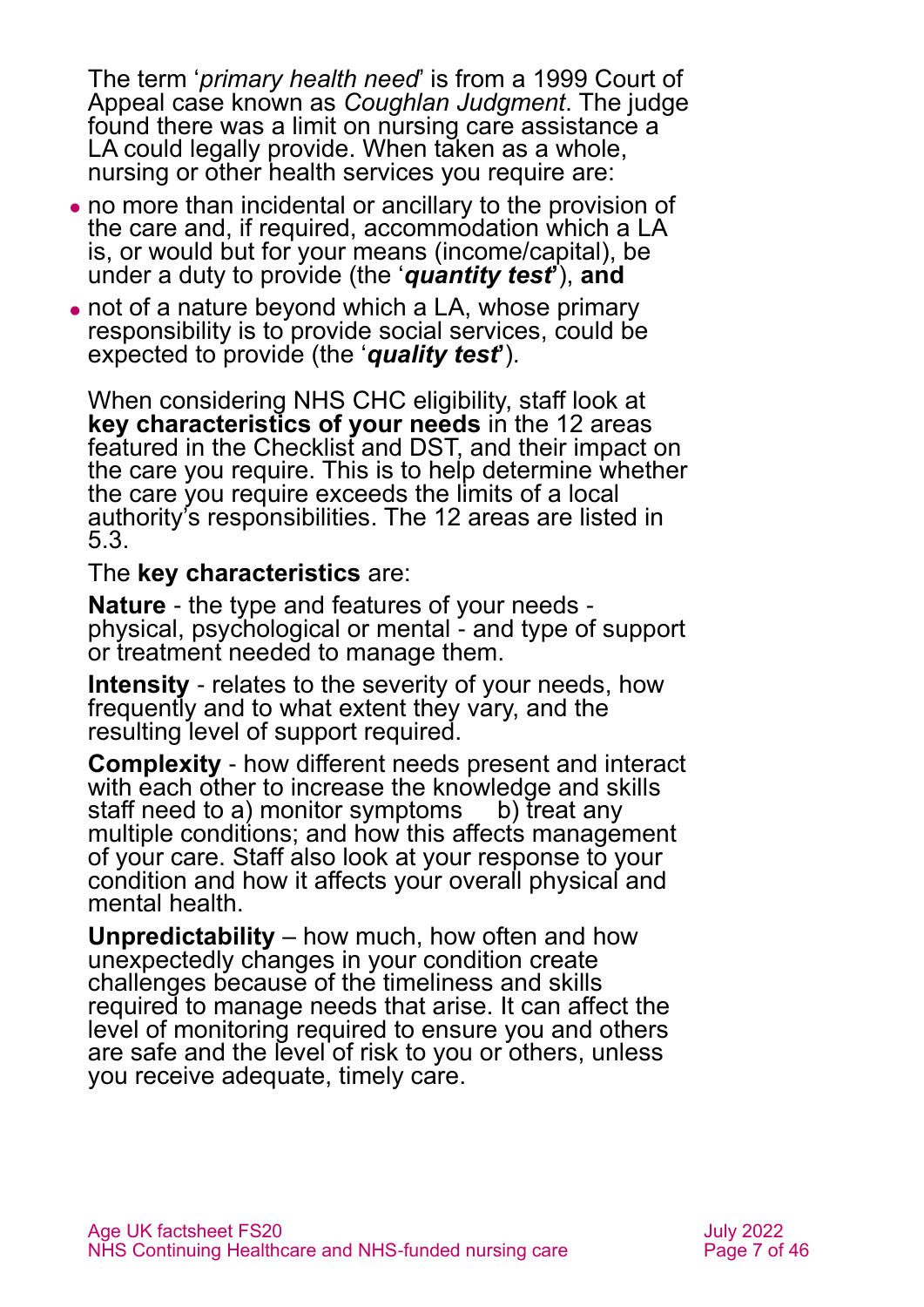The term '*primary health need*' is from a 1999 Court of Appeal case known as *Coughlan Judgment*. The judge found there was a limit on nursing care assistance a LA could legally provide. When taken as a whole, nursing or other health services you require are:

- no more than incidental or ancillary to the provision of the care and, if required, accommodation which a LA is, or would but for your means (income/capital), be under a duty to provide (the '***quantity test***'), **and**
- not of a nature beyond which a LA, whose primary responsibility is to provide social services, could be expected to provide (the '***quality test***').

When considering NHS CHC eligibility, staff look at **key characteristics of your needs** in the 12 areas featured in the Checklist and DST, and their impact on the care you require. This is to help determine whether the care you require exceeds the limits of a local authority's responsibilities. The 12 areas are listed in 5.3.

The **key characteristics** are:

**Nature** - the type and features of your needs - physical, psychological or mental - and type of support or treatment needed to manage them.

**Intensity** - relates to the severity of your needs, how frequently and to what extent they vary, and the resulting level of support required.

**Complexity** - how different needs present and interact with each other to increase the knowledge and skills staff need to a) monitor symptoms b) treat any multiple conditions; and how this affects management of your care. Staff also look at your response to your condition and how it affects your overall physical and mental health.

**Unpredictability** – how much, how often and how unexpectedly changes in your condition create challenges because of the timeliness and skills required to manage needs that arise. It can affect the level of monitoring required to ensure you and others are safe and the level of risk to you or others, unless you receive adequate, timely care.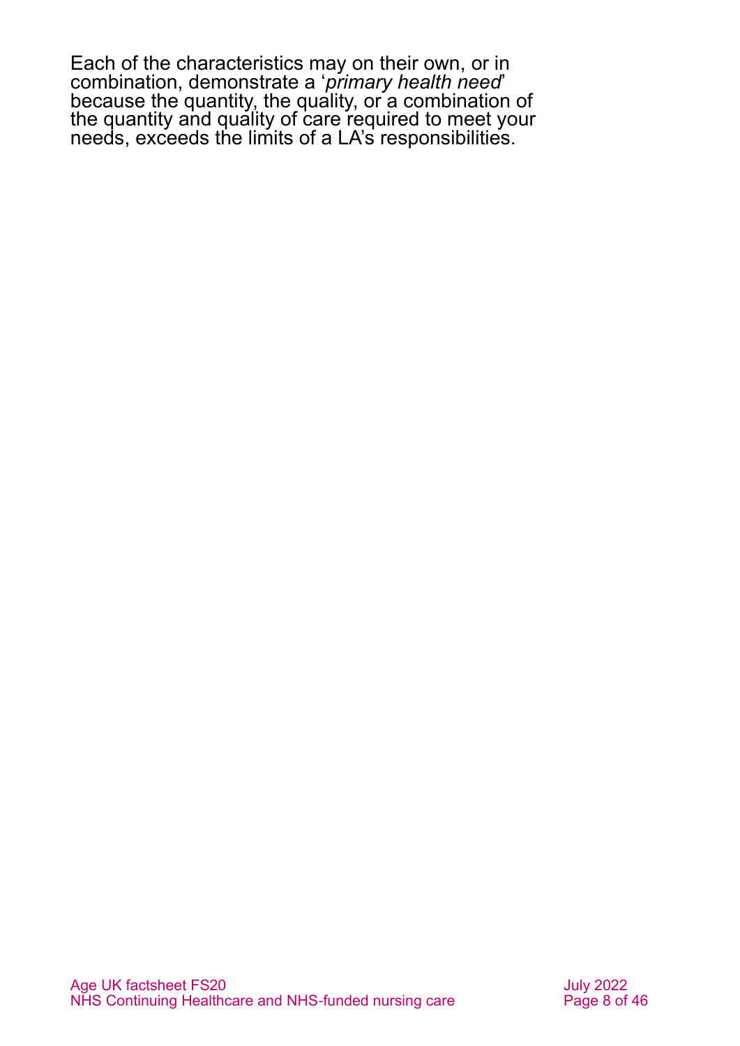Each of the characteristics may on their own, or in combination, demonstrate a '*primary health need*' because the quantity, the quality, or a combination of the quantity and quality of care required to meet your needs, exceeds the limits of a LA's responsibilities.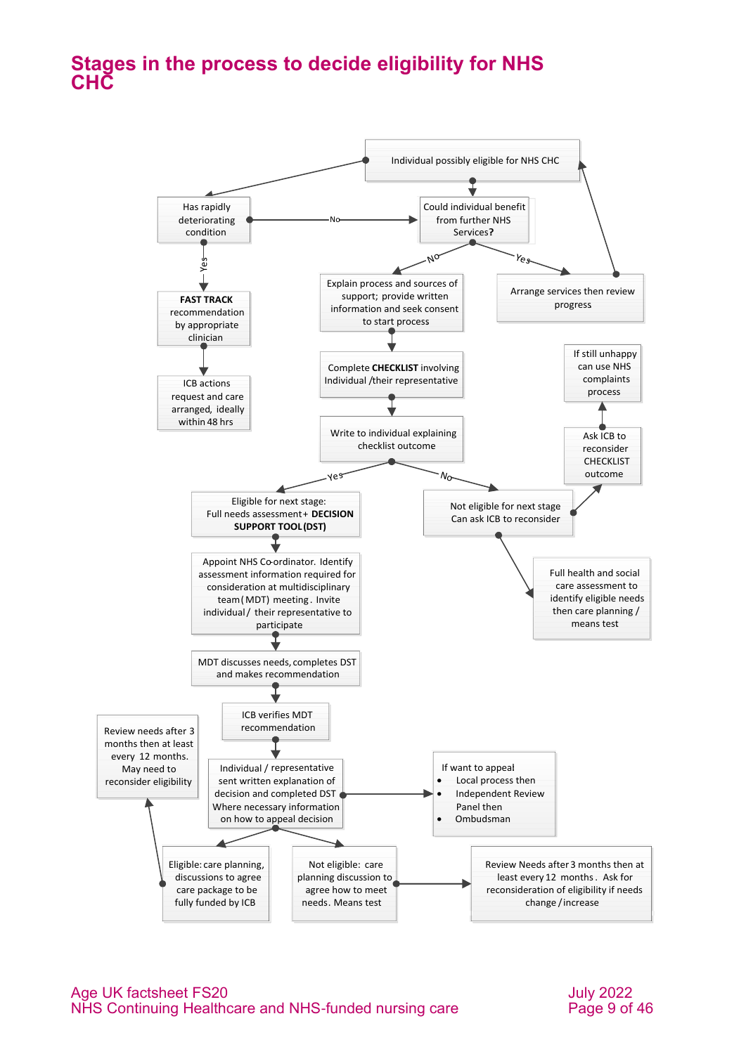# Stages in the process to decide eligibility for NHS CHC

Individual possibly eligible for NHS CHC

Has rapidly deteriorating condition

Could individual benefit from further NHS Services?

No

Yes

FAST TRACK recommendation by appropriate clinician

ICB actions request and care arranged, ideally within 48 hrs

No

Yes

Explain process and sources of support; provide written information and seek consent to start process

Arrange services then review progress

Complete **CHECKLIST** involving Individual /their representative

Write to individual explaining checklist outcome

If still unhappy can use NHS complaints process

Ask ICB to reconsider CHECKLIST outcome

Yes

No

Eligible for next stage: Full needs assessment + **DECISION SUPPORT TOOL (DST)**

Not eligible for next stage Can ask ICB to reconsider

Appoint NHS Co-ordinator. Identify assessment information required for consideration at multidisciplinary team (MDT) meeting. Invite individual / their representative to participate

Full health and social care assessment to identify eligible needs then care planning / means test

MDT discusses needs, completes DST and makes recommendation

ICB verifies MDT recommendation

Review needs after 3 months then at least every 12 months. May need to reconsider eligibility

Individual / representative sent written explanation of decision and completed DST Where necessary information on how to appeal decision

If want to appeal

- Local process then
- Independent Review Panel then
- Ombudsman

Eligible: care planning, discussions to agree care package to be fully funded by ICB

Not eligible: care planning discussion to agree how to meet needs. Means test

Review Needs after 3 months then at least every 12 months. Ask for reconsideration of eligibility if needs change / increase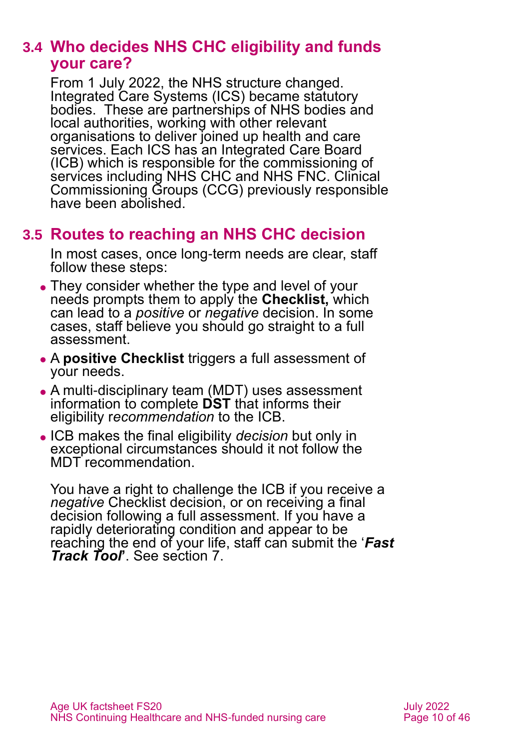## 3.4 Who decides NHS CHC eligibility and funds your care?

From 1 July 2022, the NHS structure changed. Integrated Care Systems (ICS) became statutory bodies. These are partnerships of NHS bodies and local authorities, working with other relevant organisations to deliver joined up health and care services. Each ICS has an Integrated Care Board (ICB) which is responsible for the commissioning of services including NHS CHC and NHS FNC. Clinical Commissioning Groups (CCG) previously responsible have been abolished.

## 3.5 Routes to reaching an NHS CHC decision

In most cases, once long-term needs are clear, staff follow these steps:

- They consider whether the type and level of your needs prompts them to apply the **Checklist,** which can lead to a *positive* or *negative* decision. In some cases, staff believe you should go straight to a full assessment.
- A **positive Checklist** triggers a full assessment of your needs.
- A multi-disciplinary team (MDT) uses assessment information to complete **DST** that informs their eligibility r*ecommendation* to the ICB.
- ICB makes the final eligibility *decision* but only in exceptional circumstances should it not follow the MDT recommendation.

You have a right to challenge the ICB if you receive a *negative* Checklist decision, or on receiving a final decision following a full assessment. If you have a rapidly deteriorating condition and appear to be reaching the end of your life, staff can submit the '***Fast Track Tool***'. See section 7.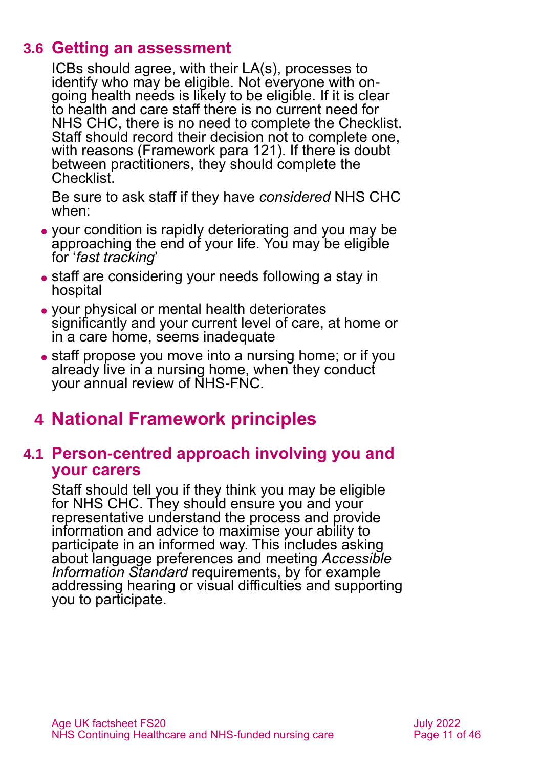## 3.6 Getting an assessment

ICBs should agree, with their LA(s), processes to identify who may be eligible. Not everyone with on-going health needs is likely to be eligible. If it is clear to health and care staff there is no current need for NHS CHC, there is no need to complete the Checklist. Staff should record their decision not to complete one, with reasons (Framework para 121). If there is doubt between practitioners, they should complete the Checklist.

Be sure to ask staff if they have *considered* NHS CHC when:

- your condition is rapidly deteriorating and you may be approaching the end of your life. You may be eligible for '*fast tracking*'
- staff are considering your needs following a stay in hospital
- your physical or mental health deteriorates significantly and your current level of care, at home or in a care home, seems inadequate
- staff propose you move into a nursing home; or if you already live in a nursing home, when they conduct your annual review of NHS-FNC.

# 4 National Framework principles

## 4.1 Person-centred approach involving you and your carers

Staff should tell you if they think you may be eligible for NHS CHC. They should ensure you and your representative understand the process and provide information and advice to maximise your ability to participate in an informed way. This includes asking about language preferences and meeting *Accessible Information Standard* requirements, by for example addressing hearing or visual difficulties and supporting you to participate.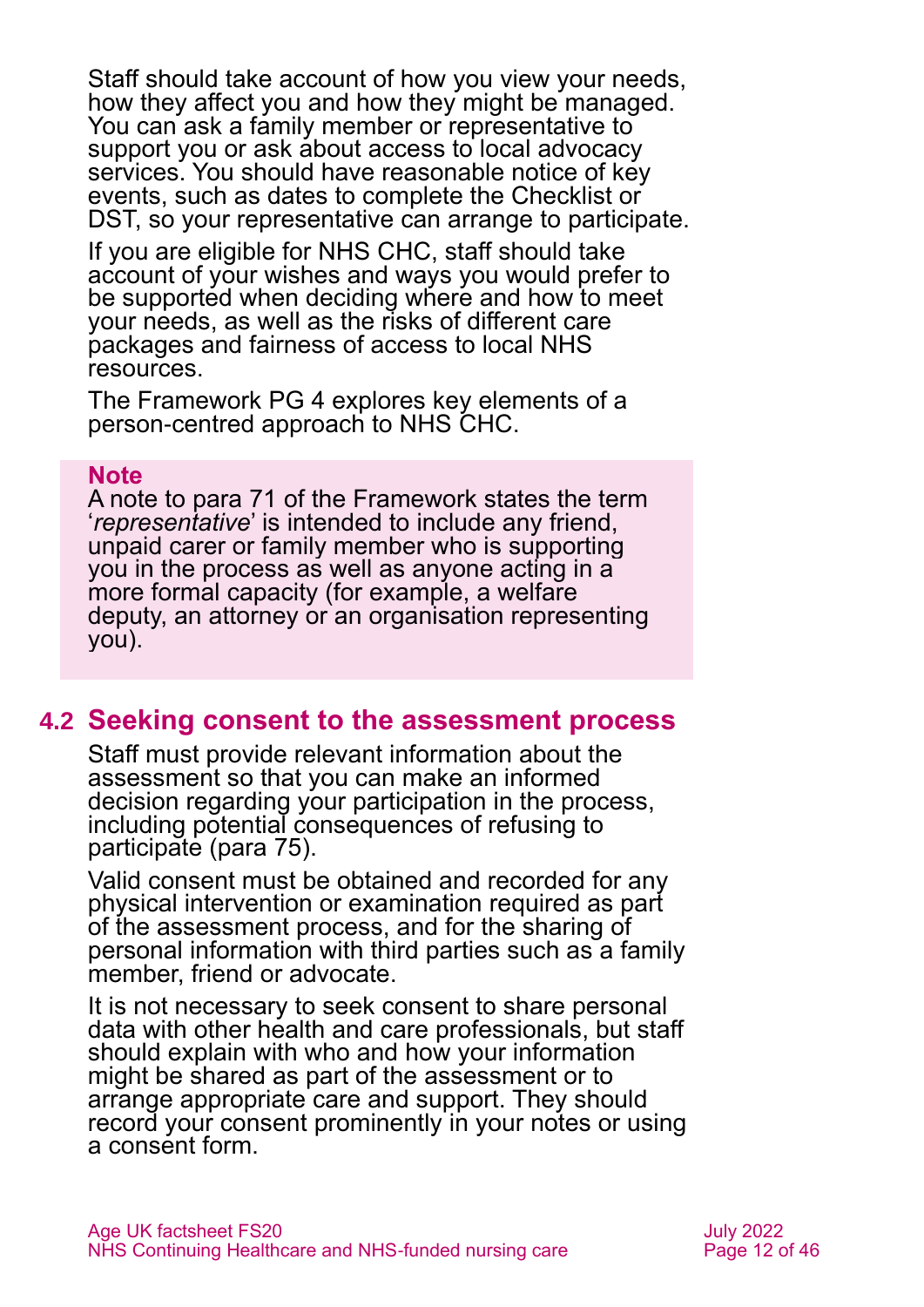Staff should take account of how you view your needs, how they affect you and how they might be managed. You can ask a family member or representative to support you or ask about access to local advocacy services. You should have reasonable notice of key events, such as dates to complete the Checklist or DST, so your representative can arrange to participate.

If you are eligible for NHS CHC, staff should take account of your wishes and ways you would prefer to be supported when deciding where and how to meet your needs, as well as the risks of different care packages and fairness of access to local NHS resources.

The Framework PG 4 explores key elements of a person-centred approach to NHS CHC.

> **Note**
> A note to para 71 of the Framework states the term '*representative*' is intended to include any friend, unpaid carer or family member who is supporting you in the process as well as anyone acting in a more formal capacity (for example, a welfare deputy, an attorney or an organisation representing you).

## 4.2 Seeking consent to the assessment process

Staff must provide relevant information about the assessment so that you can make an informed decision regarding your participation in the process, including potential consequences of refusing to participate (para 75).

Valid consent must be obtained and recorded for any physical intervention or examination required as part of the assessment process, and for the sharing of personal information with third parties such as a family member, friend or advocate.

It is not necessary to seek consent to share personal data with other health and care professionals, but staff should explain with who and how your information might be shared as part of the assessment or to arrange appropriate care and support. They should record your consent prominently in your notes or using a consent form.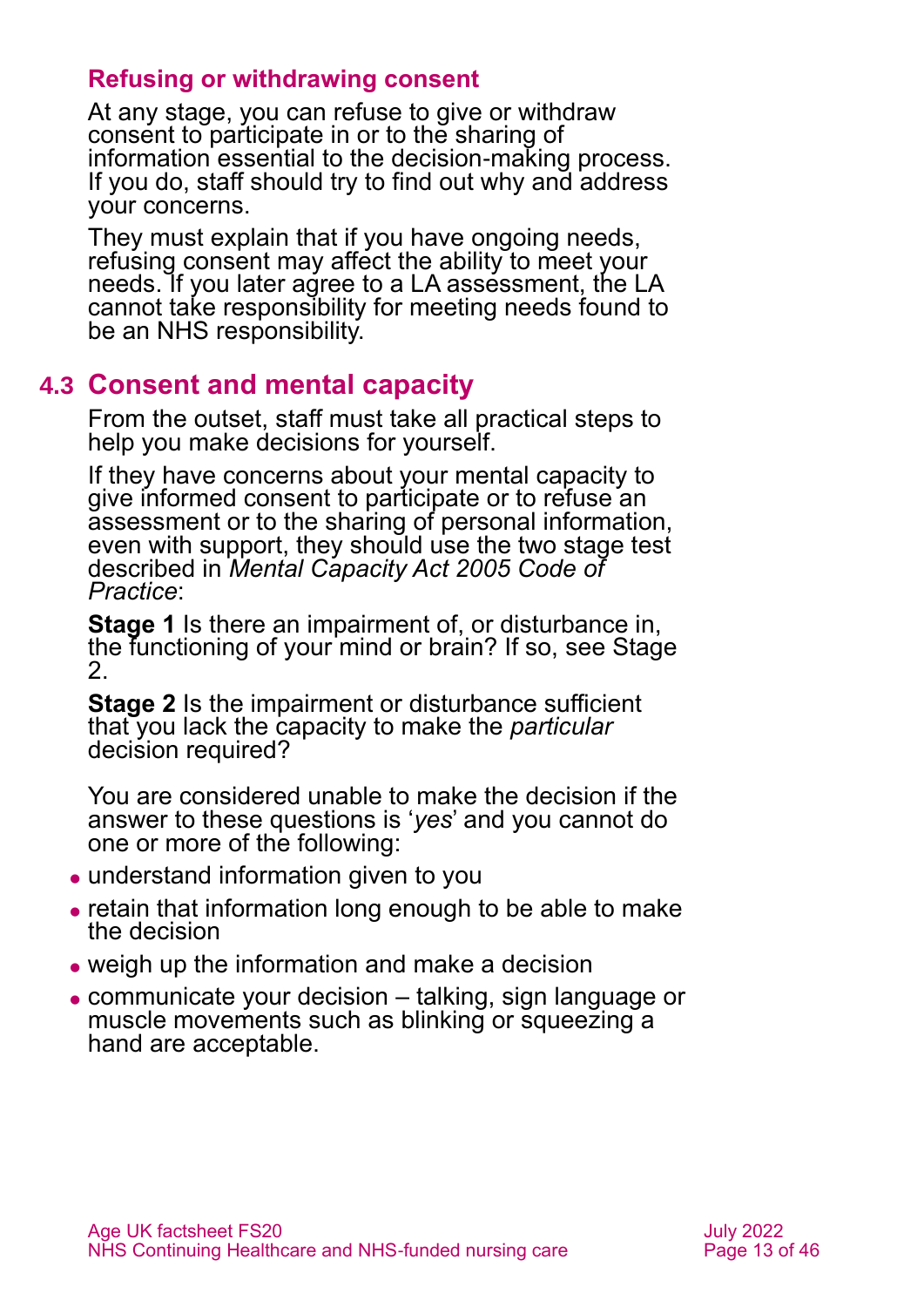### Refusing or withdrawing consent

At any stage, you can refuse to give or withdraw consent to participate in or to the sharing of information essential to the decision-making process. If you do, staff should try to find out why and address your concerns.

They must explain that if you have ongoing needs, refusing consent may affect the ability to meet your needs. If you later agree to a LA assessment, the LA cannot take responsibility for meeting needs found to be an NHS responsibility.

## 4.3 Consent and mental capacity

From the outset, staff must take all practical steps to help you make decisions for yourself.

If they have concerns about your mental capacity to give informed consent to participate or to refuse an assessment or to the sharing of personal information, even with support, they should use the two stage test described in *Mental Capacity Act 2005 Code of Practice*:

**Stage 1** Is there an impairment of, or disturbance in, the functioning of your mind or brain? If so, see Stage 2.

**Stage 2** Is the impairment or disturbance sufficient that you lack the capacity to make the *particular* decision required?

You are considered unable to make the decision if the answer to these questions is '*yes*' and you cannot do one or more of the following:

- understand information given to you
- retain that information long enough to be able to make the decision
- weigh up the information and make a decision
- communicate your decision – talking, sign language or muscle movements such as blinking or squeezing a hand are acceptable.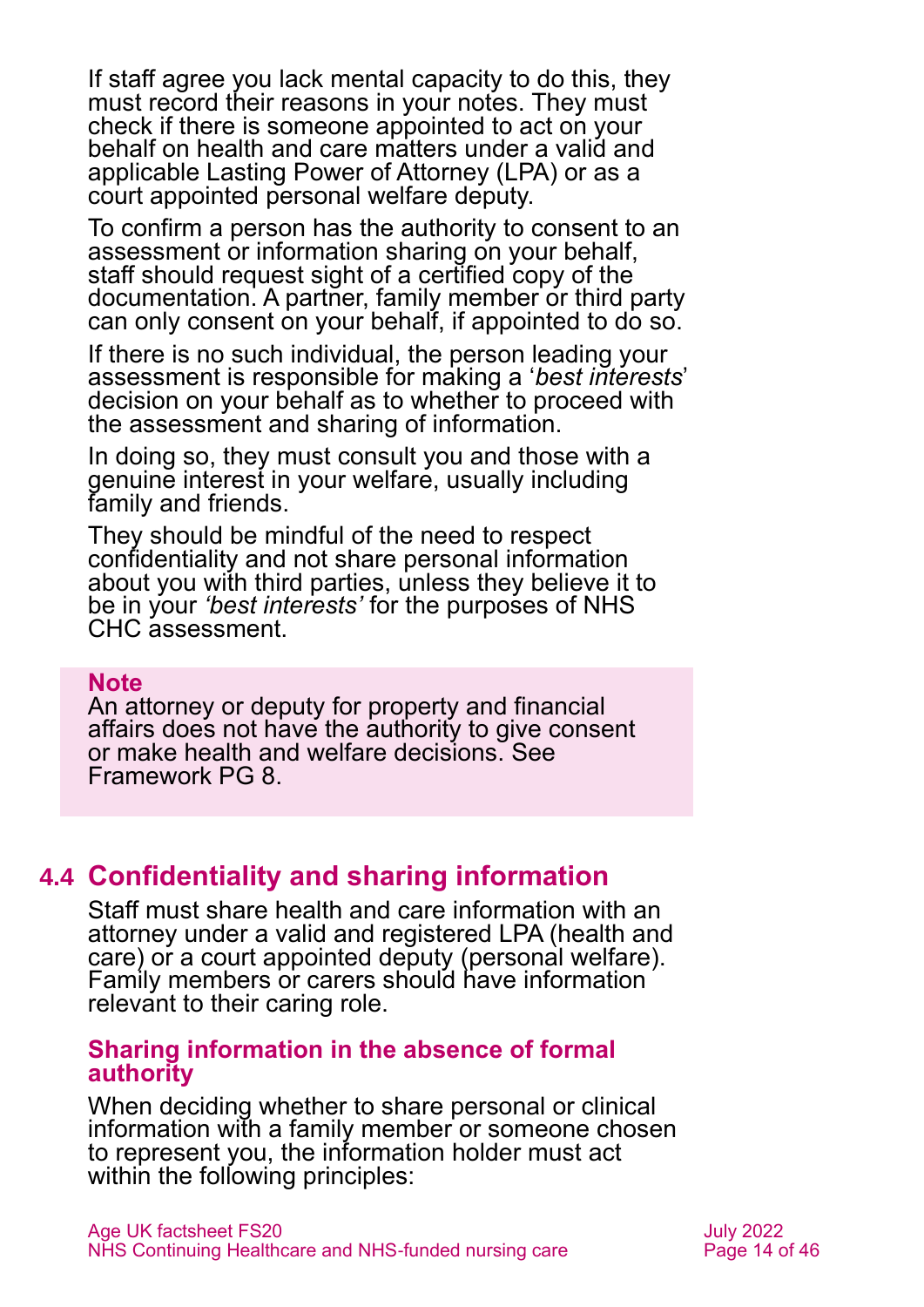If staff agree you lack mental capacity to do this, they must record their reasons in your notes. They must check if there is someone appointed to act on your behalf on health and care matters under a valid and applicable Lasting Power of Attorney (LPA) or as a court appointed personal welfare deputy.

To confirm a person has the authority to consent to an assessment or information sharing on your behalf, staff should request sight of a certified copy of the documentation. A partner, family member or third party can only consent on your behalf, if appointed to do so.

If there is no such individual, the person leading your assessment is responsible for making a '*best interests*' decision on your behalf as to whether to proceed with the assessment and sharing of information.

In doing so, they must consult you and those with a genuine interest in your welfare, usually including family and friends.

They should be mindful of the need to respect confidentiality and not share personal information about you with third parties, unless they believe it to be in your *'best interests'* for the purposes of NHS CHC assessment.

> **Note**
> An attorney or deputy for property and financial affairs does not have the authority to give consent or make health and welfare decisions. See Framework PG 8.

## 4.4 Confidentiality and sharing information

Staff must share health and care information with an attorney under a valid and registered LPA (health and care) or a court appointed deputy (personal welfare). Family members or carers should have information relevant to their caring role.

### Sharing information in the absence of formal authority

When deciding whether to share personal or clinical information with a family member or someone chosen to represent you, the information holder must act within the following principles: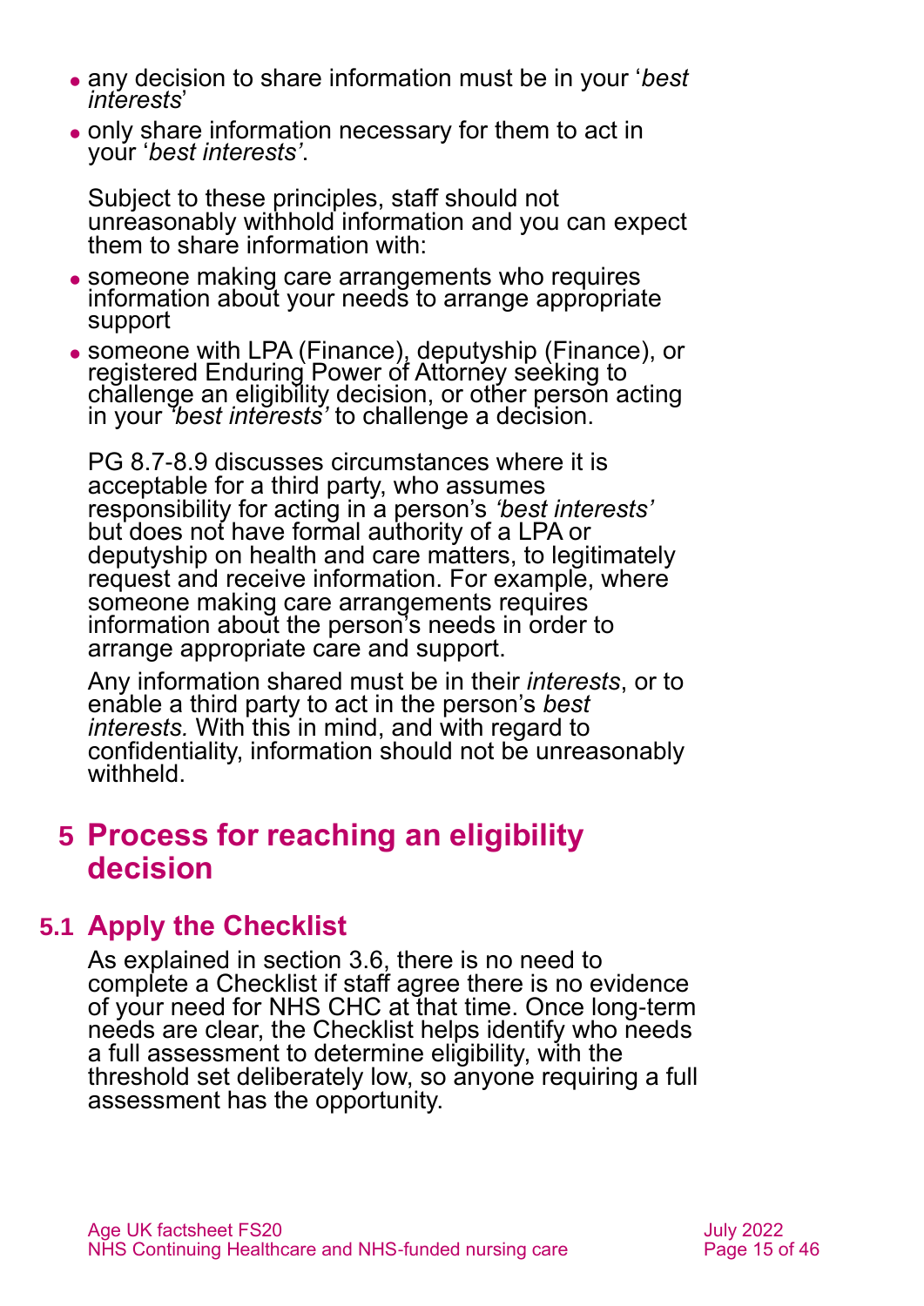- any decision to share information must be in your '*best interests*'
- only share information necessary for them to act in your '*best interests'*.

Subject to these principles, staff should not unreasonably withhold information and you can expect them to share information with:

- someone making care arrangements who requires information about your needs to arrange appropriate support
- someone with LPA (Finance), deputyship (Finance), or registered Enduring Power of Attorney seeking to challenge an eligibility decision, or other person acting in your *'best interests'* to challenge a decision.

PG 8.7-8.9 discusses circumstances where it is acceptable for a third party, who assumes responsibility for acting in a person's *'best interests'* but does not have formal authority of a LPA or deputyship on health and care matters, to legitimately request and receive information. For example, where someone making care arrangements requires information about the person's needs in order to arrange appropriate care and support.

Any information shared must be in their *interests*, or to enable a third party to act in the person's *best interests.* With this in mind, and with regard to confidentiality, information should not be unreasonably withheld.

# 5 Process for reaching an eligibility decision

## 5.1 Apply the Checklist

As explained in section 3.6, there is no need to complete a Checklist if staff agree there is no evidence of your need for NHS CHC at that time. Once long-term needs are clear, the Checklist helps identify who needs a full assessment to determine eligibility, with the threshold set deliberately low, so anyone requiring a full assessment has the opportunity.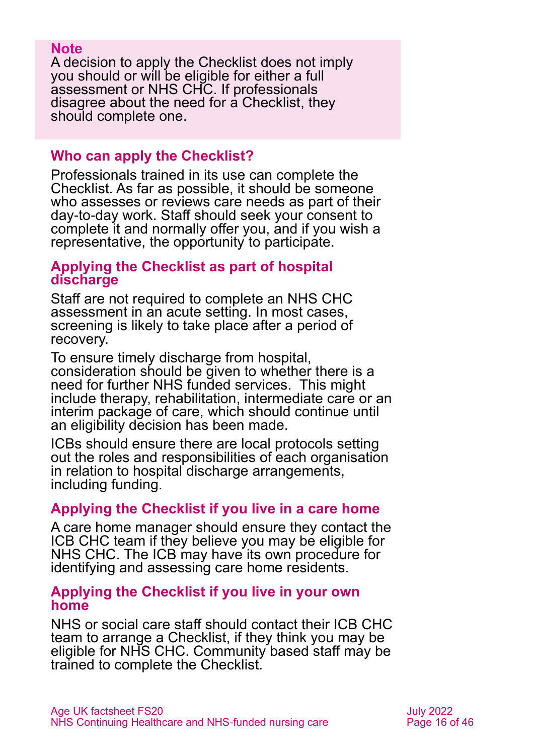**Note**

A decision to apply the Checklist does not imply you should or will be eligible for either a full assessment or NHS CHC. If professionals disagree about the need for a Checklist, they should complete one.

### Who can apply the Checklist?

Professionals trained in its use can complete the Checklist. As far as possible, it should be someone who assesses or reviews care needs as part of their day-to-day work. Staff should seek your consent to complete it and normally offer you, and if you wish a representative, the opportunity to participate.

#### Applying the Checklist as part of hospital discharge

Staff are not required to complete an NHS CHC assessment in an acute setting. In most cases, screening is likely to take place after a period of recovery.

To ensure timely discharge from hospital, consideration should be given to whether there is a need for further NHS funded services. This might include therapy, rehabilitation, intermediate care or an interim package of care, which should continue until an eligibility decision has been made.

ICBs should ensure there are local protocols setting out the roles and responsibilities of each organisation in relation to hospital discharge arrangements, including funding.

#### Applying the Checklist if you live in a care home

A care home manager should ensure they contact the ICB CHC team if they believe you may be eligible for NHS CHC. The ICB may have its own procedure for identifying and assessing care home residents.

#### Applying the Checklist if you live in your own home

NHS or social care staff should contact their ICB CHC team to arrange a Checklist, if they think you may be eligible for NHS CHC. Community based staff may be trained to complete the Checklist.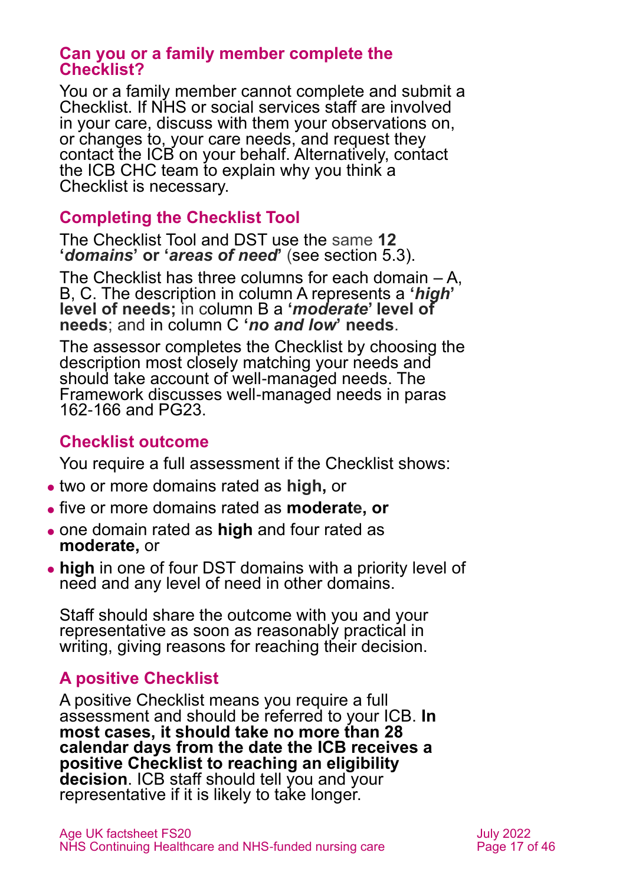### Can you or a family member complete the Checklist?

You or a family member cannot complete and submit a Checklist. If NHS or social services staff are involved in your care, discuss with them your observations on, or changes to, your care needs, and request they contact the ICB on your behalf. Alternatively, contact the ICB CHC team to explain why you think a Checklist is necessary.

### Completing the Checklist Tool

The Checklist Tool and DST use the same **12 '*domains*' or '*areas of need*'** (see section 5.3).

The Checklist has three columns for each domain – A, B, C. The description in column A represents a **'*high*' level of needs;** in column B a **'*moderate*' level of needs**; and in column C **'*no and low*' needs**.

The assessor completes the Checklist by choosing the description most closely matching your needs and should take account of well-managed needs. The Framework discusses well-managed needs in paras 162-166 and PG23.

### Checklist outcome

You require a full assessment if the Checklist shows:

- two or more domains rated as **high,** or
- five or more domains rated as **moderate, or**
- one domain rated as **high** and four rated as **moderate,** or
- **high** in one of four DST domains with a priority level of need and any level of need in other domains.

Staff should share the outcome with you and your representative as soon as reasonably practical in writing, giving reasons for reaching their decision.

### A positive Checklist

A positive Checklist means you require a full assessment and should be referred to your ICB. **In most cases, it should take no more than 28 calendar days from the date the ICB receives a positive Checklist to reaching an eligibility decision**. ICB staff should tell you and your representative if it is likely to take longer.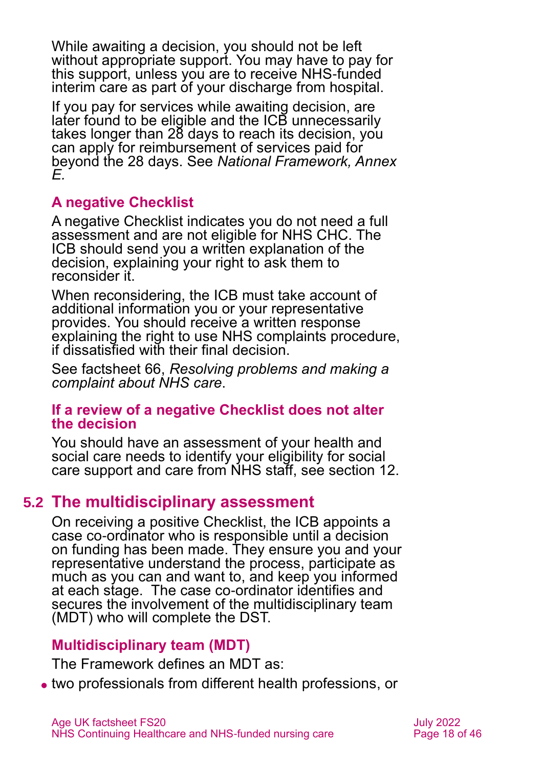While awaiting a decision, you should not be left without appropriate support. You may have to pay for this support, unless you are to receive NHS-funded interim care as part of your discharge from hospital.

If you pay for services while awaiting decision, are later found to be eligible and the ICB unnecessarily takes longer than 28 days to reach its decision, you can apply for reimbursement of services paid for beyond the 28 days. See *National Framework, Annex E.*

### A negative Checklist

A negative Checklist indicates you do not need a full assessment and are not eligible for NHS CHC. The ICB should send you a written explanation of the decision, explaining your right to ask them to reconsider it.

When reconsidering, the ICB must take account of additional information you or your representative provides. You should receive a written response explaining the right to use NHS complaints procedure, if dissatisfied with their final decision.

See factsheet 66, *Resolving problems and making a complaint about NHS care*.

### If a review of a negative Checklist does not alter the decision

You should have an assessment of your health and social care needs to identify your eligibility for social care support and care from NHS staff, see section 12.

## 5.2 The multidisciplinary assessment

On receiving a positive Checklist, the ICB appoints a case co-ordinator who is responsible until a decision on funding has been made. They ensure you and your representative understand the process, participate as much as you can and want to, and keep you informed at each stage. The case co-ordinator identifies and secures the involvement of the multidisciplinary team (MDT) who will complete the DST.

### Multidisciplinary team (MDT)

The Framework defines an MDT as:

- two professionals from different health professions, or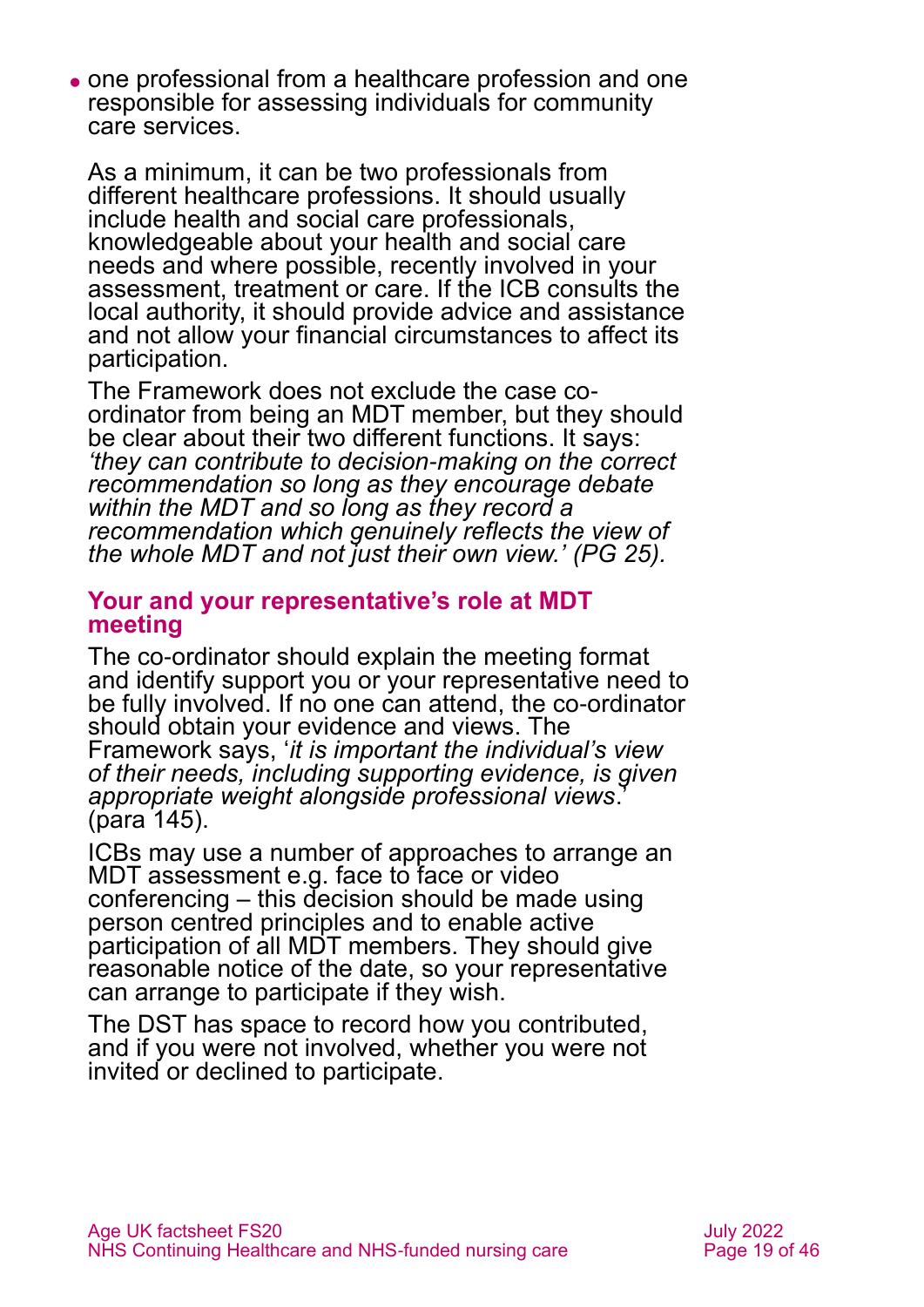- one professional from a healthcare profession and one responsible for assessing individuals for community care services.

As a minimum, it can be two professionals from different healthcare professions. It should usually include health and social care professionals, knowledgeable about your health and social care needs and where possible, recently involved in your assessment, treatment or care. If the ICB consults the local authority, it should provide advice and assistance and not allow your financial circumstances to affect its participation.

The Framework does not exclude the case co-ordinator from being an MDT member, but they should be clear about their two different functions. It says: *'they can contribute to decision-making on the correct recommendation so long as they encourage debate within the MDT and so long as they record a recommendation which genuinely reflects the view of the whole MDT and not just their own view.' (PG 25).*

## Your and your representative's role at MDT meeting

The co-ordinator should explain the meeting format and identify support you or your representative need to be fully involved. If no one can attend, the co-ordinator should obtain your evidence and views. The Framework says, '*it is important the individual's view of their needs, including supporting evidence, is given appropriate weight alongside professional views*.' (para 145).

ICBs may use a number of approaches to arrange an MDT assessment e.g. face to face or video conferencing – this decision should be made using person centred principles and to enable active participation of all MDT members. They should give reasonable notice of the date, so your representative can arrange to participate if they wish.

The DST has space to record how you contributed, and if you were not involved, whether you were not invited or declined to participate.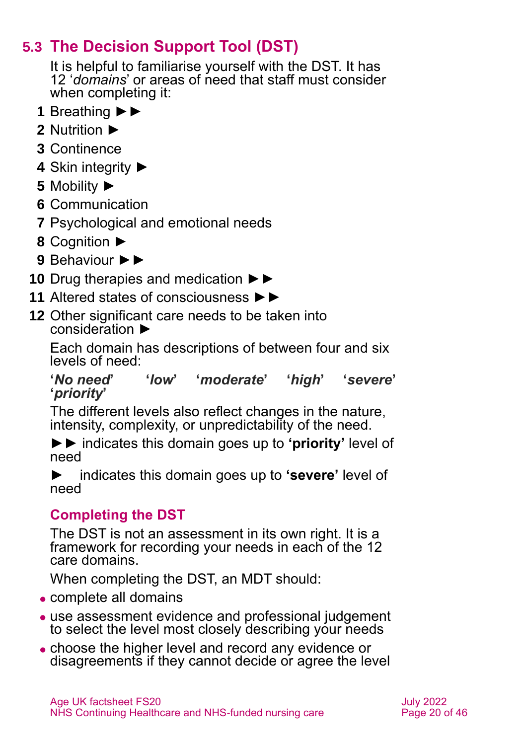## 5.3 The Decision Support Tool (DST)

It is helpful to familiarise yourself with the DST. It has 12 '*domains*' or areas of need that staff must consider when completing it:

1. Breathing ►►
2. Nutrition ►
3. Continence
4. Skin integrity ►
5. Mobility ►
6. Communication
7. Psychological and emotional needs
8. Cognition ►
9. Behaviour ►►
10. Drug therapies and medication ►►
11. Altered states of consciousness ►►
12. Other significant care needs to be taken into consideration ►

Each domain has descriptions of between four and six levels of need:

**'*No need*'** **'*low*'** **'*moderate*'** **'*high*'** **'*severe*'** **'*priority*'**

The different levels also reflect changes in the nature, intensity, complexity, or unpredictability of the need.

►► indicates this domain goes up to **'priority'** level of need

► indicates this domain goes up to **'severe'** level of need

### Completing the DST

The DST is not an assessment in its own right. It is a framework for recording your needs in each of the 12 care domains.

When completing the DST, an MDT should:

- complete all domains
- use assessment evidence and professional judgement to select the level most closely describing your needs
- choose the higher level and record any evidence or disagreements if they cannot decide or agree the level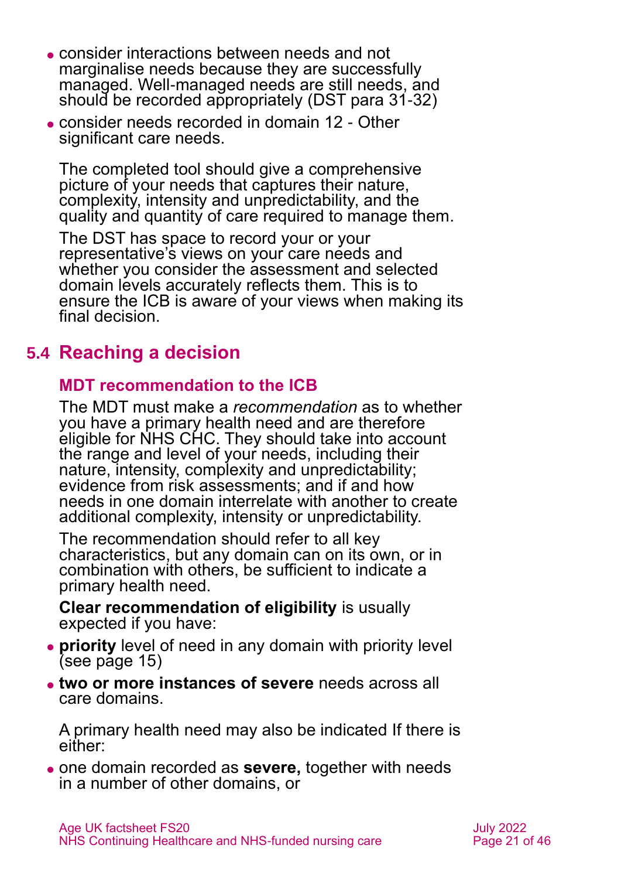- consider interactions between needs and not marginalise needs because they are successfully managed. Well-managed needs are still needs, and should be recorded appropriately (DST para 31-32)
- consider needs recorded in domain 12 - Other significant care needs.

The completed tool should give a comprehensive picture of your needs that captures their nature, complexity, intensity and unpredictability, and the quality and quantity of care required to manage them.

The DST has space to record your or your representative's views on your care needs and whether you consider the assessment and selected domain levels accurately reflects them. This is to ensure the ICB is aware of your views when making its final decision.

## 5.4 Reaching a decision

### MDT recommendation to the ICB

The MDT must make a *recommendation* as to whether you have a primary health need and are therefore eligible for NHS CHC. They should take into account the range and level of your needs, including their nature, intensity, complexity and unpredictability; evidence from risk assessments; and if and how needs in one domain interrelate with another to create additional complexity, intensity or unpredictability.

The recommendation should refer to all key characteristics, but any domain can on its own, or in combination with others, be sufficient to indicate a primary health need.

**Clear recommendation of eligibility** is usually expected if you have:

- **priority** level of need in any domain with priority level (see page 15)
- **two or more instances of severe** needs across all care domains.

A primary health need may also be indicated If there is either:

- one domain recorded as **severe,** together with needs in a number of other domains, or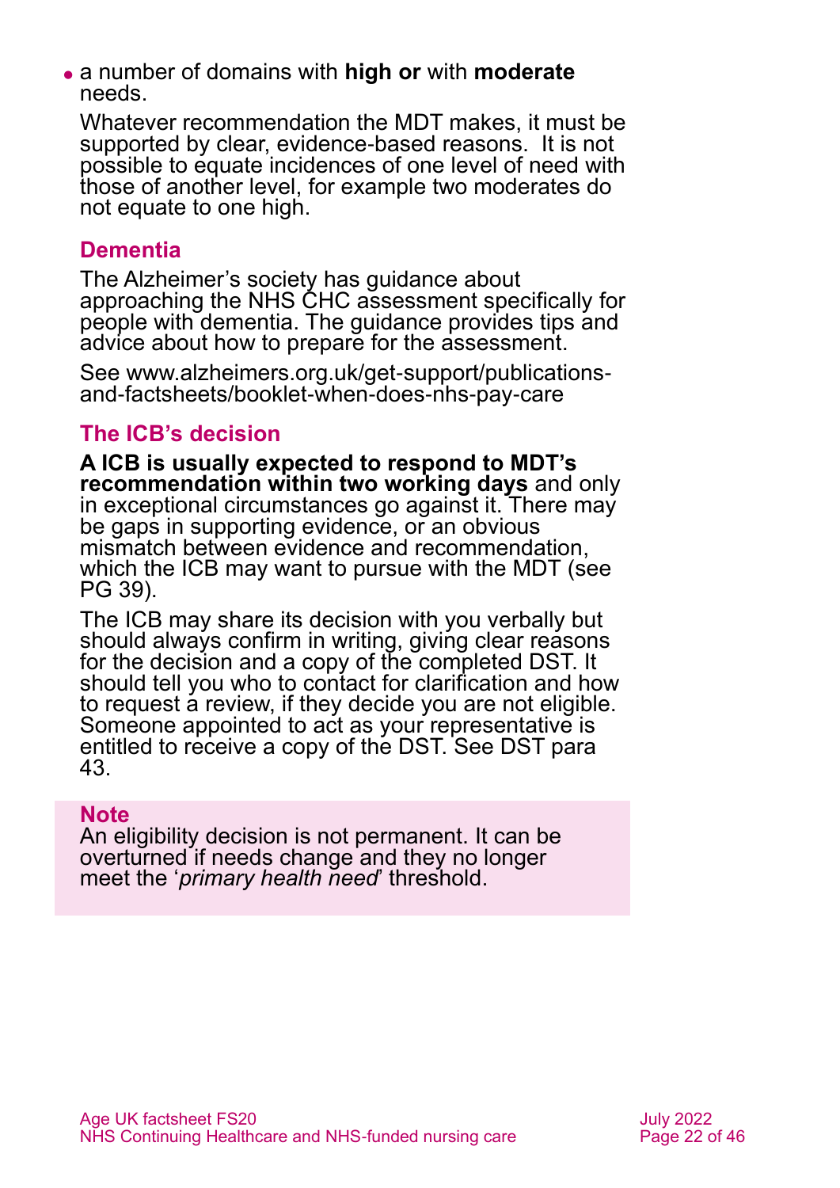- a number of domains with **high or** with **moderate** needs.

Whatever recommendation the MDT makes, it must be supported by clear, evidence-based reasons. It is not possible to equate incidences of one level of need with those of another level, for example two moderates do not equate to one high.

## Dementia

The Alzheimer's society has guidance about approaching the NHS CHC assessment specifically for people with dementia. The guidance provides tips and advice about how to prepare for the assessment.

See www.alzheimers.org.uk/get-support/publications-and-factsheets/booklet-when-does-nhs-pay-care

## The ICB's decision

**A ICB is usually expected to respond to MDT's recommendation within two working days** and only in exceptional circumstances go against it. There may be gaps in supporting evidence, or an obvious mismatch between evidence and recommendation, which the ICB may want to pursue with the MDT (see PG 39).

The ICB may share its decision with you verbally but should always confirm in writing, giving clear reasons for the decision and a copy of the completed DST. It should tell you who to contact for clarification and how to request a review, if they decide you are not eligible. Someone appointed to act as your representative is entitled to receive a copy of the DST. See DST para 43.

> **Note**
> An eligibility decision is not permanent. It can be overturned if needs change and they no longer meet the '*primary health need*' threshold.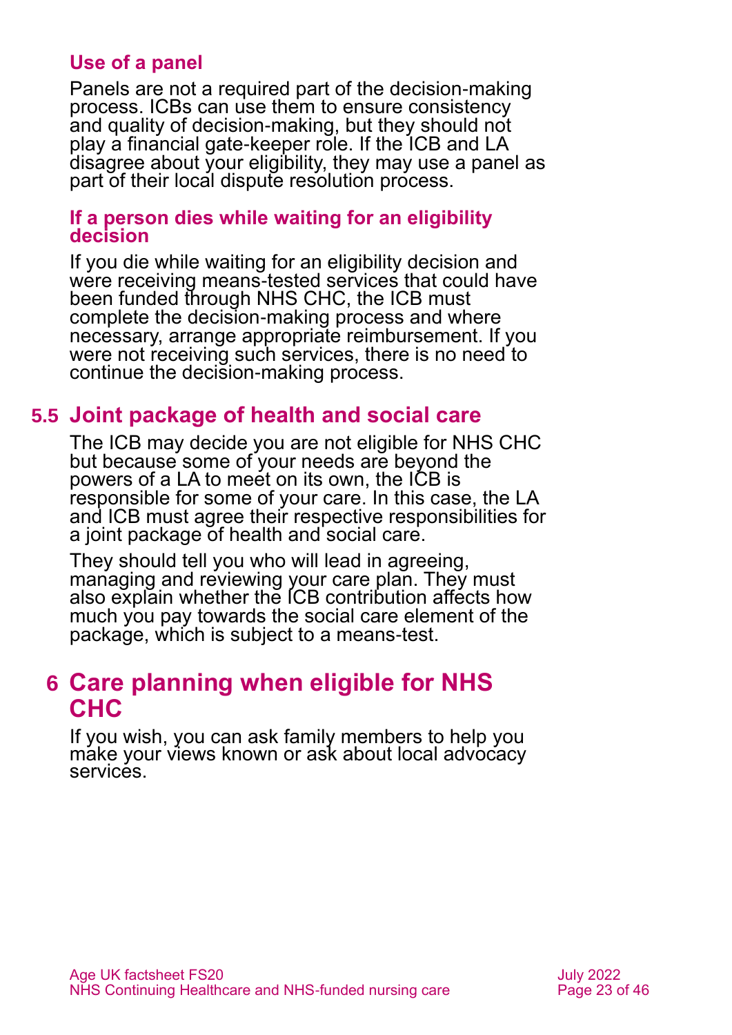### Use of a panel

Panels are not a required part of the decision-making process. ICBs can use them to ensure consistency and quality of decision-making, but they should not play a financial gate-keeper role. If the ICB and LA disagree about your eligibility, they may use a panel as part of their local dispute resolution process.

### If a person dies while waiting for an eligibility decision

If you die while waiting for an eligibility decision and were receiving means-tested services that could have been funded through NHS CHC, the ICB must complete the decision-making process and where necessary, arrange appropriate reimbursement. If you were not receiving such services, there is no need to continue the decision-making process.

## 5.5 Joint package of health and social care

The ICB may decide you are not eligible for NHS CHC but because some of your needs are beyond the powers of a LA to meet on its own, the ICB is responsible for some of your care. In this case, the LA and ICB must agree their respective responsibilities for a joint package of health and social care.

They should tell you who will lead in agreeing, managing and reviewing your care plan. They must also explain whether the ICB contribution affects how much you pay towards the social care element of the package, which is subject to a means-test.

# 6 Care planning when eligible for NHS CHC

If you wish, you can ask family members to help you make your views known or ask about local advocacy services.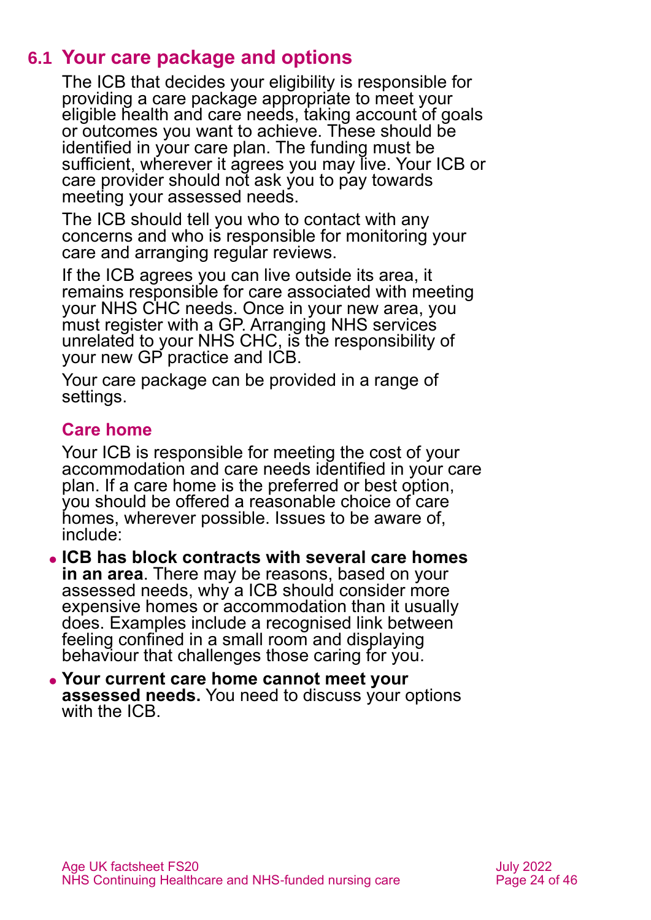## 6.1 Your care package and options

The ICB that decides your eligibility is responsible for providing a care package appropriate to meet your eligible health and care needs, taking account of goals or outcomes you want to achieve. These should be identified in your care plan. The funding must be sufficient, wherever it agrees you may live. Your ICB or care provider should not ask you to pay towards meeting your assessed needs.

The ICB should tell you who to contact with any concerns and who is responsible for monitoring your care and arranging regular reviews.

If the ICB agrees you can live outside its area, it remains responsible for care associated with meeting your NHS CHC needs. Once in your new area, you must register with a GP. Arranging NHS services unrelated to your NHS CHC, is the responsibility of your new GP practice and ICB.

Your care package can be provided in a range of settings.

### Care home

Your ICB is responsible for meeting the cost of your accommodation and care needs identified in your care plan. If a care home is the preferred or best option, you should be offered a reasonable choice of care homes, wherever possible. Issues to be aware of, include:

- **ICB has block contracts with several care homes in an area**. There may be reasons, based on your assessed needs, why a ICB should consider more expensive homes or accommodation than it usually does. Examples include a recognised link between feeling confined in a small room and displaying behaviour that challenges those caring for you.
- **Your current care home cannot meet your assessed needs.** You need to discuss your options with the ICB.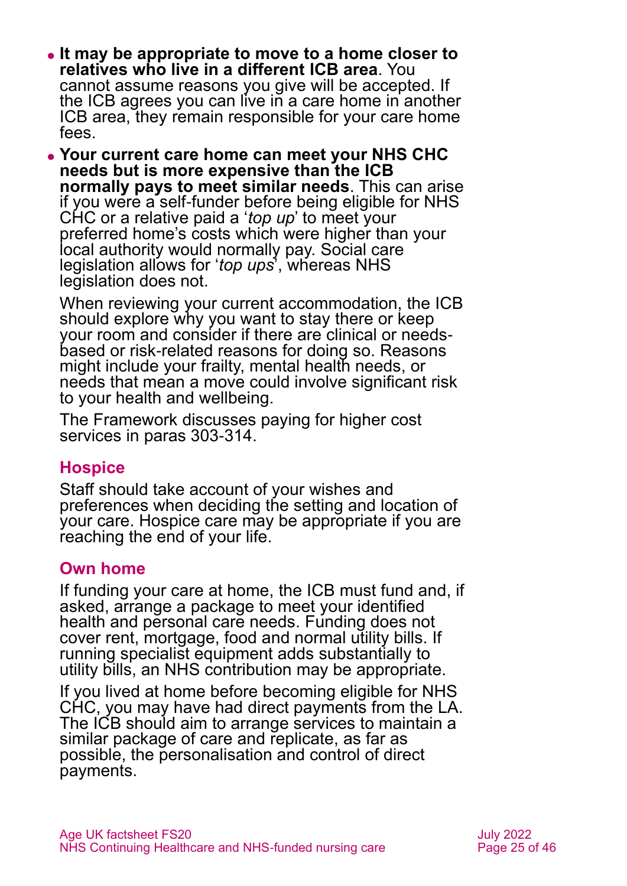- **It may be appropriate to move to a home closer to relatives who live in a different ICB area**. You cannot assume reasons you give will be accepted. If the ICB agrees you can live in a care home in another ICB area, they remain responsible for your care home fees.
- **Your current care home can meet your NHS CHC needs but is more expensive than the ICB normally pays to meet similar needs**. This can arise if you were a self-funder before being eligible for NHS CHC or a relative paid a '*top up*' to meet your preferred home's costs which were higher than your local authority would normally pay. Social care legislation allows for '*top ups*', whereas NHS legislation does not.

  When reviewing your current accommodation, the ICB should explore why you want to stay there or keep your room and consider if there are clinical or needs-based or risk-related reasons for doing so. Reasons might include your frailty, mental health needs, or needs that mean a move could involve significant risk to your health and wellbeing.

  The Framework discusses paying for higher cost services in paras 303-314.

### Hospice

Staff should take account of your wishes and preferences when deciding the setting and location of your care. Hospice care may be appropriate if you are reaching the end of your life.

### Own home

If funding your care at home, the ICB must fund and, if asked, arrange a package to meet your identified health and personal care needs. Funding does not cover rent, mortgage, food and normal utility bills. If running specialist equipment adds substantially to utility bills, an NHS contribution may be appropriate.

If you lived at home before becoming eligible for NHS CHC, you may have had direct payments from the LA. The ICB should aim to arrange services to maintain a similar package of care and replicate, as far as possible, the personalisation and control of direct payments.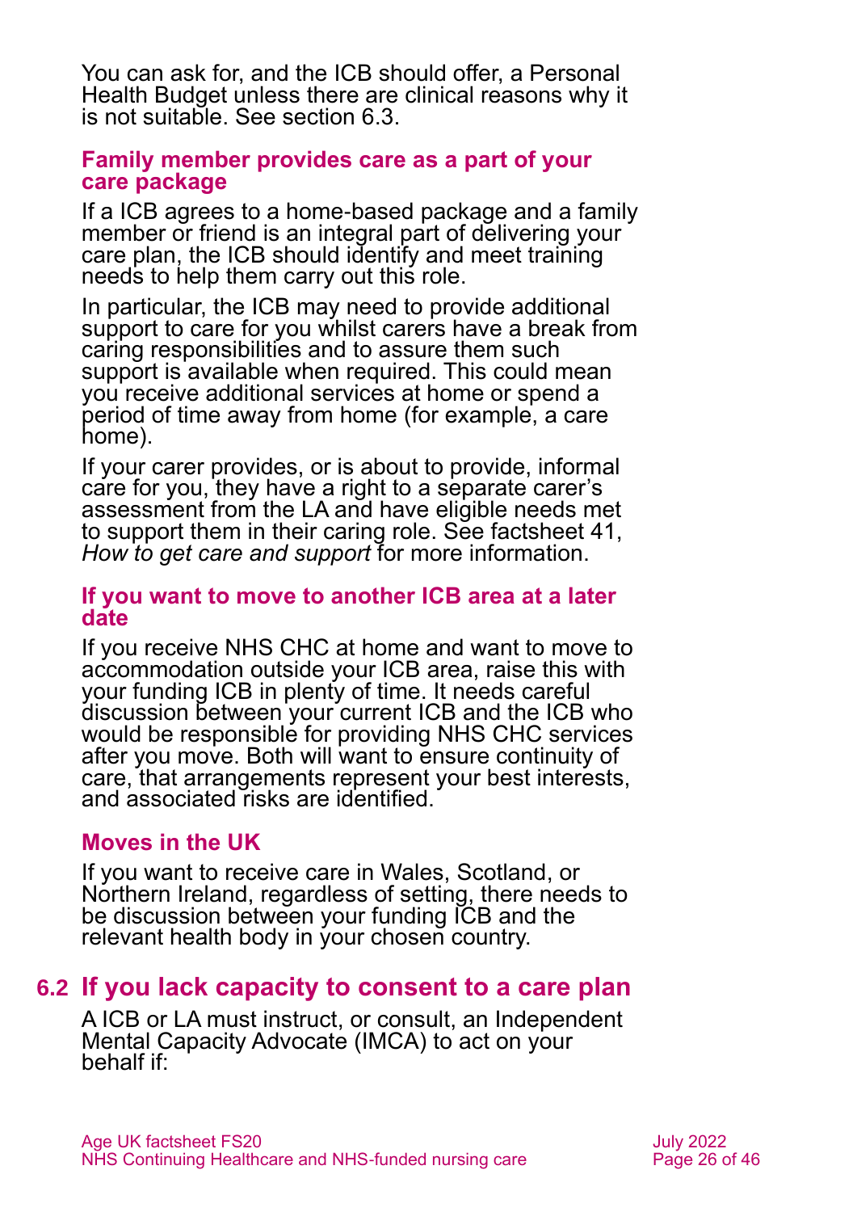You can ask for, and the ICB should offer, a Personal Health Budget unless there are clinical reasons why it is not suitable. See section 6.3.

### Family member provides care as a part of your care package

If a ICB agrees to a home-based package and a family member or friend is an integral part of delivering your care plan, the ICB should identify and meet training needs to help them carry out this role.

In particular, the ICB may need to provide additional support to care for you whilst carers have a break from caring responsibilities and to assure them such support is available when required. This could mean you receive additional services at home or spend a period of time away from home (for example, a care home).

If your carer provides, or is about to provide, informal care for you, they have a right to a separate carer's assessment from the LA and have eligible needs met to support them in their caring role. See factsheet 41, *How to get care and support* for more information.

### If you want to move to another ICB area at a later date

If you receive NHS CHC at home and want to move to accommodation outside your ICB area, raise this with your funding ICB in plenty of time. It needs careful discussion between your current ICB and the ICB who would be responsible for providing NHS CHC services after you move. Both will want to ensure continuity of care, that arrangements represent your best interests, and associated risks are identified.

### Moves in the UK

If you want to receive care in Wales, Scotland, or Northern Ireland, regardless of setting, there needs to be discussion between your funding ICB and the relevant health body in your chosen country.

## 6.2 If you lack capacity to consent to a care plan

A ICB or LA must instruct, or consult, an Independent Mental Capacity Advocate (IMCA) to act on your behalf if: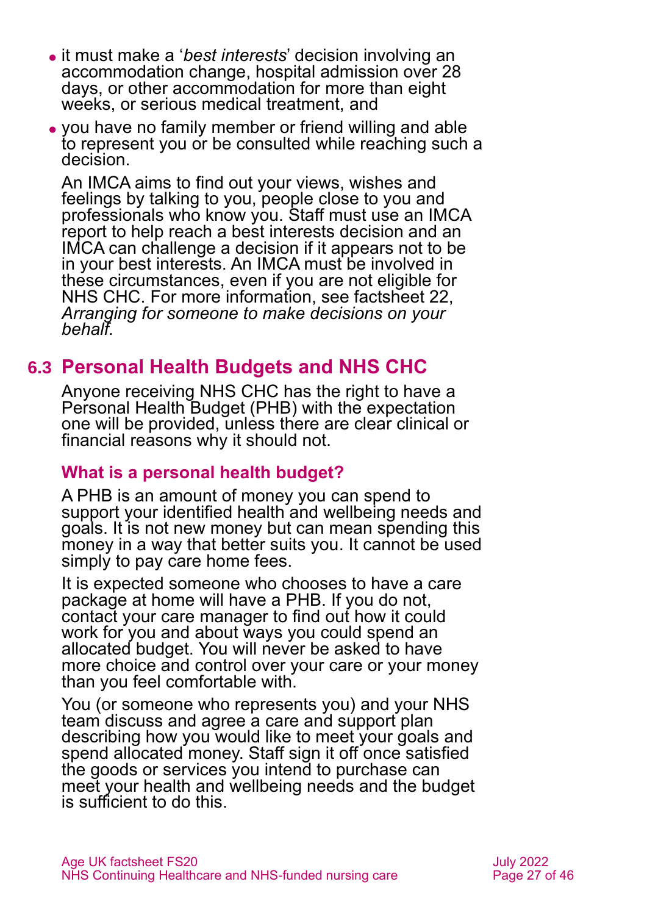- it must make a '*best interests*' decision involving an accommodation change, hospital admission over 28 days, or other accommodation for more than eight weeks, or serious medical treatment, and
- you have no family member or friend willing and able to represent you or be consulted while reaching such a decision.

An IMCA aims to find out your views, wishes and feelings by talking to you, people close to you and professionals who know you. Staff must use an IMCA report to help reach a best interests decision and an IMCA can challenge a decision if it appears not to be in your best interests. An IMCA must be involved in these circumstances, even if you are not eligible for NHS CHC. For more information, see factsheet 22, *Arranging for someone to make decisions on your behalf.*

## 6.3 Personal Health Budgets and NHS CHC

Anyone receiving NHS CHC has the right to have a Personal Health Budget (PHB) with the expectation one will be provided, unless there are clear clinical or financial reasons why it should not.

### What is a personal health budget?

A PHB is an amount of money you can spend to support your identified health and wellbeing needs and goals. It is not new money but can mean spending this money in a way that better suits you. It cannot be used simply to pay care home fees.

It is expected someone who chooses to have a care package at home will have a PHB. If you do not, contact your care manager to find out how it could work for you and about ways you could spend an allocated budget. You will never be asked to have more choice and control over your care or your money than you feel comfortable with.

You (or someone who represents you) and your NHS team discuss and agree a care and support plan describing how you would like to meet your goals and spend allocated money. Staff sign it off once satisfied the goods or services you intend to purchase can meet your health and wellbeing needs and the budget is sufficient to do this.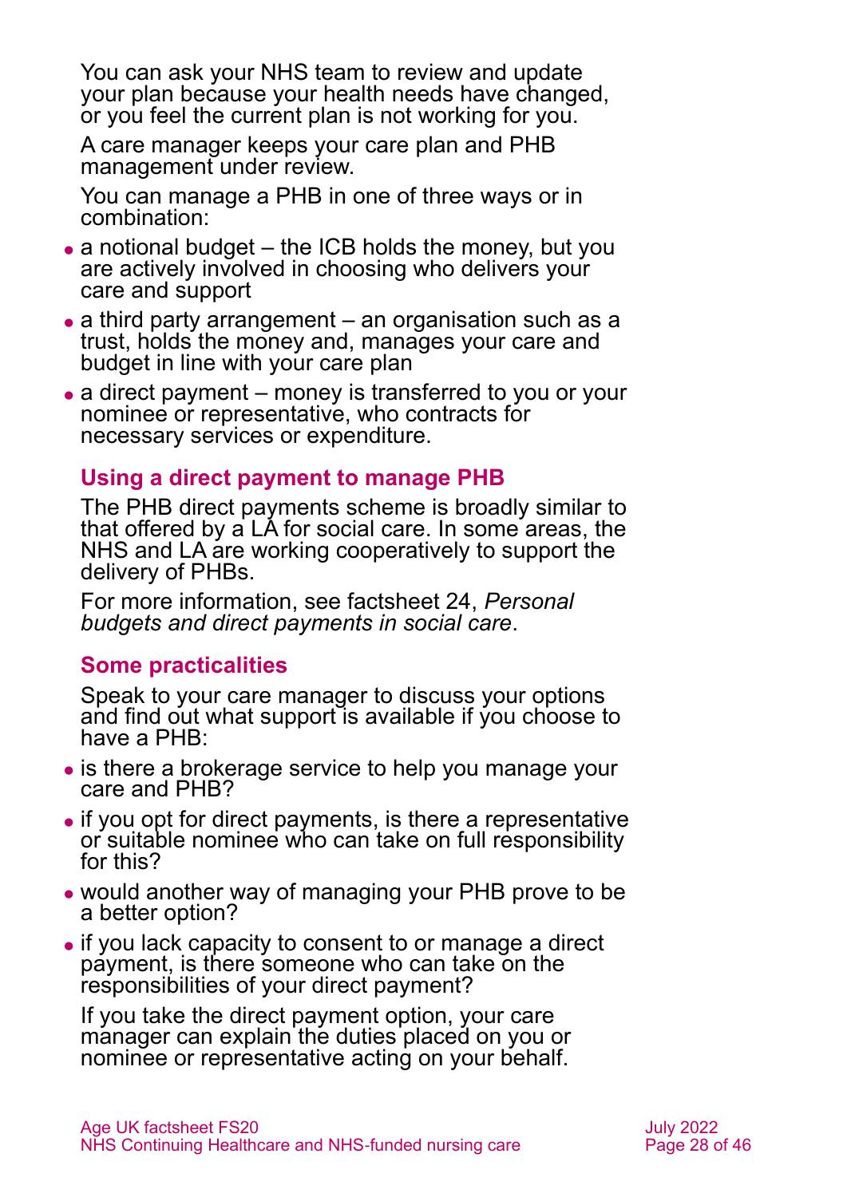You can ask your NHS team to review and update your plan because your health needs have changed, or you feel the current plan is not working for you.

A care manager keeps your care plan and PHB management under review.

You can manage a PHB in one of three ways or in combination:

- a notional budget – the ICB holds the money, but you are actively involved in choosing who delivers your care and support
- a third party arrangement – an organisation such as a trust, holds the money and, manages your care and budget in line with your care plan
- a direct payment – money is transferred to you or your nominee or representative, who contracts for necessary services or expenditure.

## Using a direct payment to manage PHB

The PHB direct payments scheme is broadly similar to that offered by a LA for social care. In some areas, the NHS and LA are working cooperatively to support the delivery of PHBs.

For more information, see factsheet 24, *Personal budgets and direct payments in social care*.

## Some practicalities

Speak to your care manager to discuss your options and find out what support is available if you choose to have a PHB:

- is there a brokerage service to help you manage your care and PHB?
- if you opt for direct payments, is there a representative or suitable nominee who can take on full responsibility for this?
- would another way of managing your PHB prove to be a better option?
- if you lack capacity to consent to or manage a direct payment, is there someone who can take on the responsibilities of your direct payment?

If you take the direct payment option, your care manager can explain the duties placed on you or nominee or representative acting on your behalf.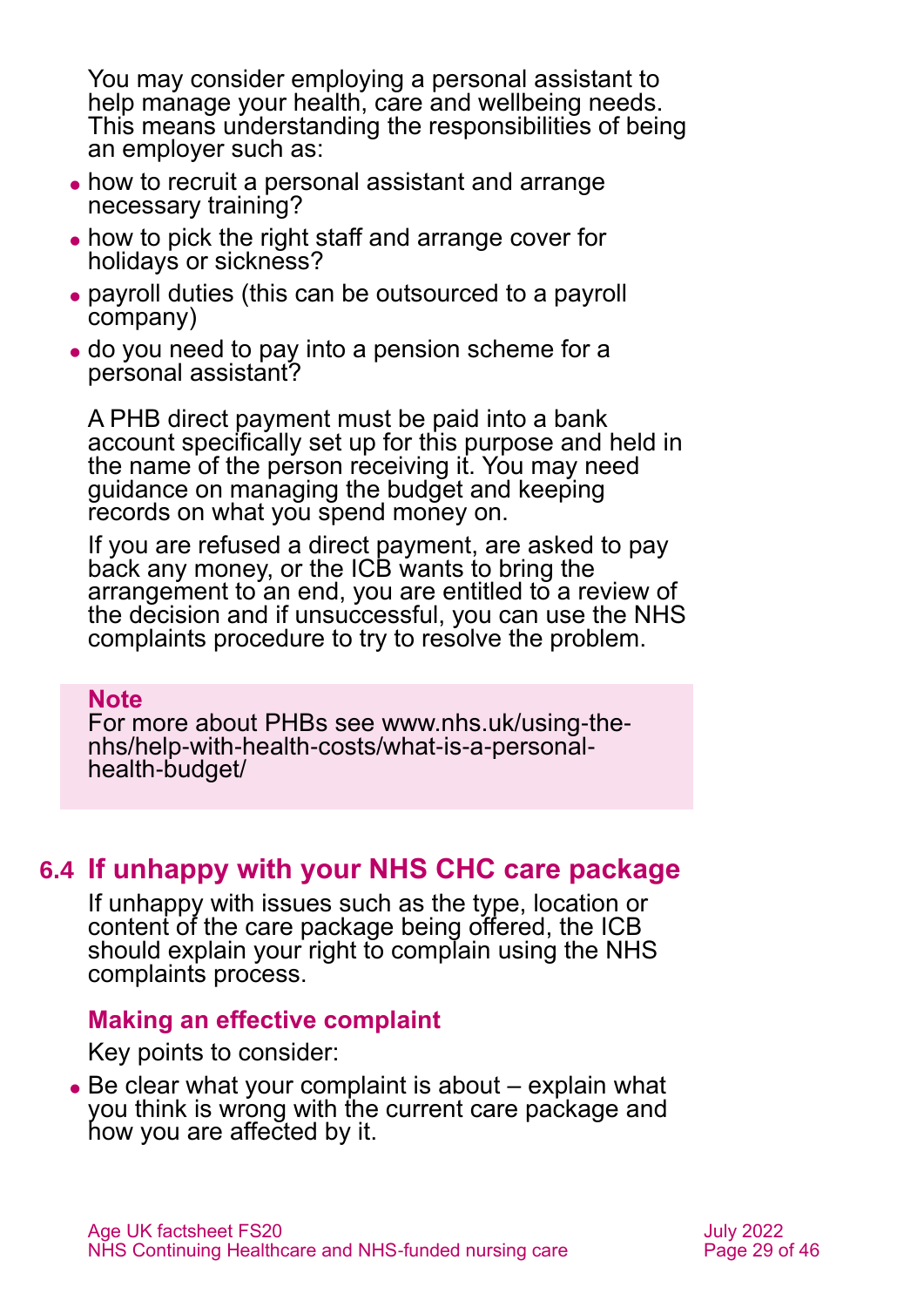You may consider employing a personal assistant to help manage your health, care and wellbeing needs. This means understanding the responsibilities of being an employer such as:

- how to recruit a personal assistant and arrange necessary training?
- how to pick the right staff and arrange cover for holidays or sickness?
- payroll duties (this can be outsourced to a payroll company)
- do you need to pay into a pension scheme for a personal assistant?

A PHB direct payment must be paid into a bank account specifically set up for this purpose and held in the name of the person receiving it. You may need guidance on managing the budget and keeping records on what you spend money on.

If you are refused a direct payment, are asked to pay back any money, or the ICB wants to bring the arrangement to an end, you are entitled to a review of the decision and if unsuccessful, you can use the NHS complaints procedure to try to resolve the problem.

> **Note**
> For more about PHBs see www.nhs.uk/using-the-nhs/help-with-health-costs/what-is-a-personal-health-budget/

## 6.4 If unhappy with your NHS CHC care package

If unhappy with issues such as the type, location or content of the care package being offered, the ICB should explain your right to complain using the NHS complaints process.

### Making an effective complaint

Key points to consider:

- Be clear what your complaint is about – explain what you think is wrong with the current care package and how you are affected by it.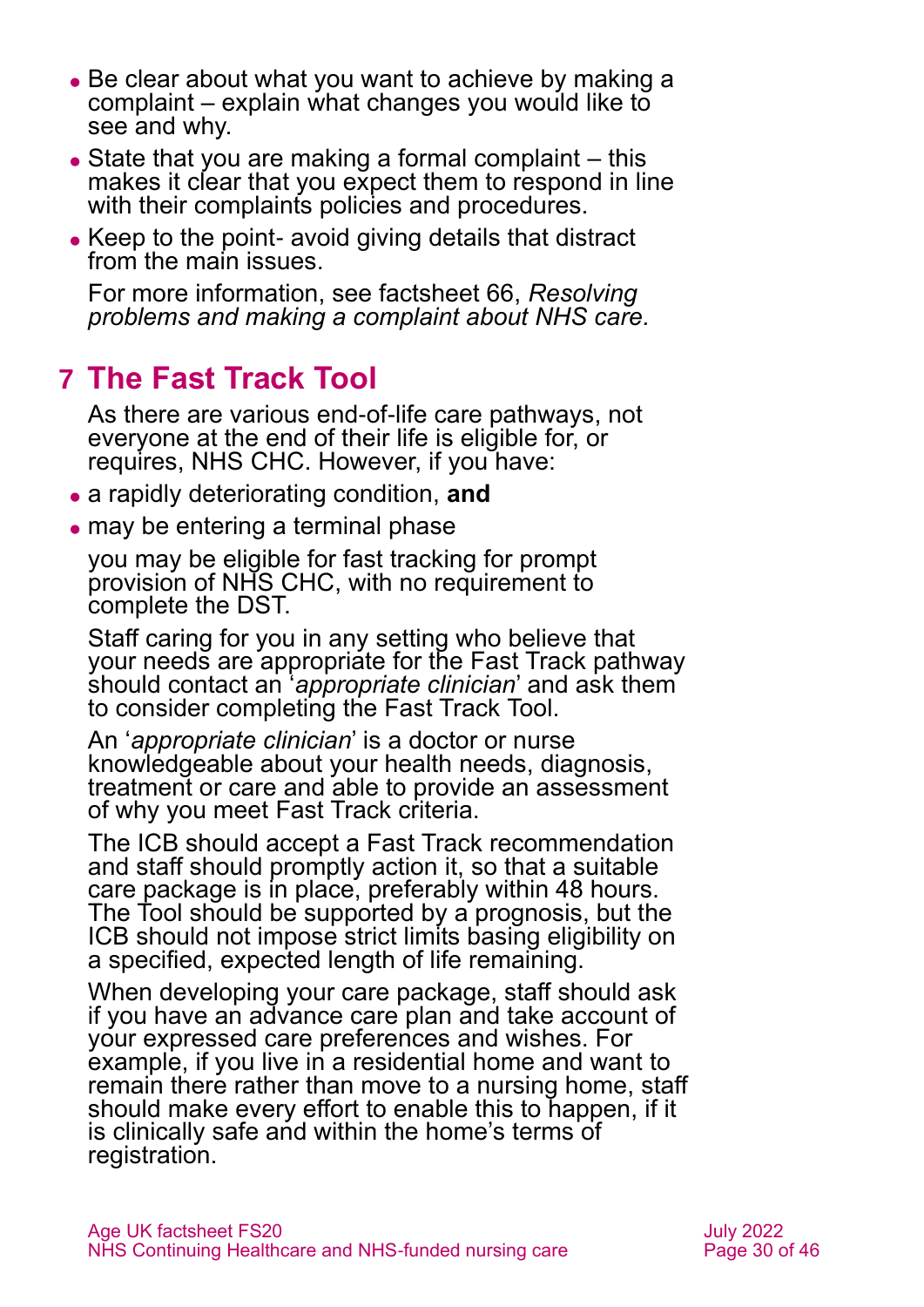- Be clear about what you want to achieve by making a complaint – explain what changes you would like to see and why.
- State that you are making a formal complaint – this makes it clear that you expect them to respond in line with their complaints policies and procedures.
- Keep to the point- avoid giving details that distract from the main issues.

  For more information, see factsheet 66, *Resolving problems and making a complaint about NHS care.*

## 7 The Fast Track Tool

As there are various end-of-life care pathways, not everyone at the end of their life is eligible for, or requires, NHS CHC. However, if you have:

- a rapidly deteriorating condition, **and**
- may be entering a terminal phase

you may be eligible for fast tracking for prompt provision of NHS CHC, with no requirement to complete the DST.

Staff caring for you in any setting who believe that your needs are appropriate for the Fast Track pathway should contact an '*appropriate clinician*' and ask them to consider completing the Fast Track Tool.

An '*appropriate clinician*' is a doctor or nurse knowledgeable about your health needs, diagnosis, treatment or care and able to provide an assessment of why you meet Fast Track criteria.

The ICB should accept a Fast Track recommendation and staff should promptly action it, so that a suitable care package is in place, preferably within 48 hours. The Tool should be supported by a prognosis, but the ICB should not impose strict limits basing eligibility on a specified, expected length of life remaining.

When developing your care package, staff should ask if you have an advance care plan and take account of your expressed care preferences and wishes. For example, if you live in a residential home and want to remain there rather than move to a nursing home, staff should make every effort to enable this to happen, if it is clinically safe and within the home's terms of registration.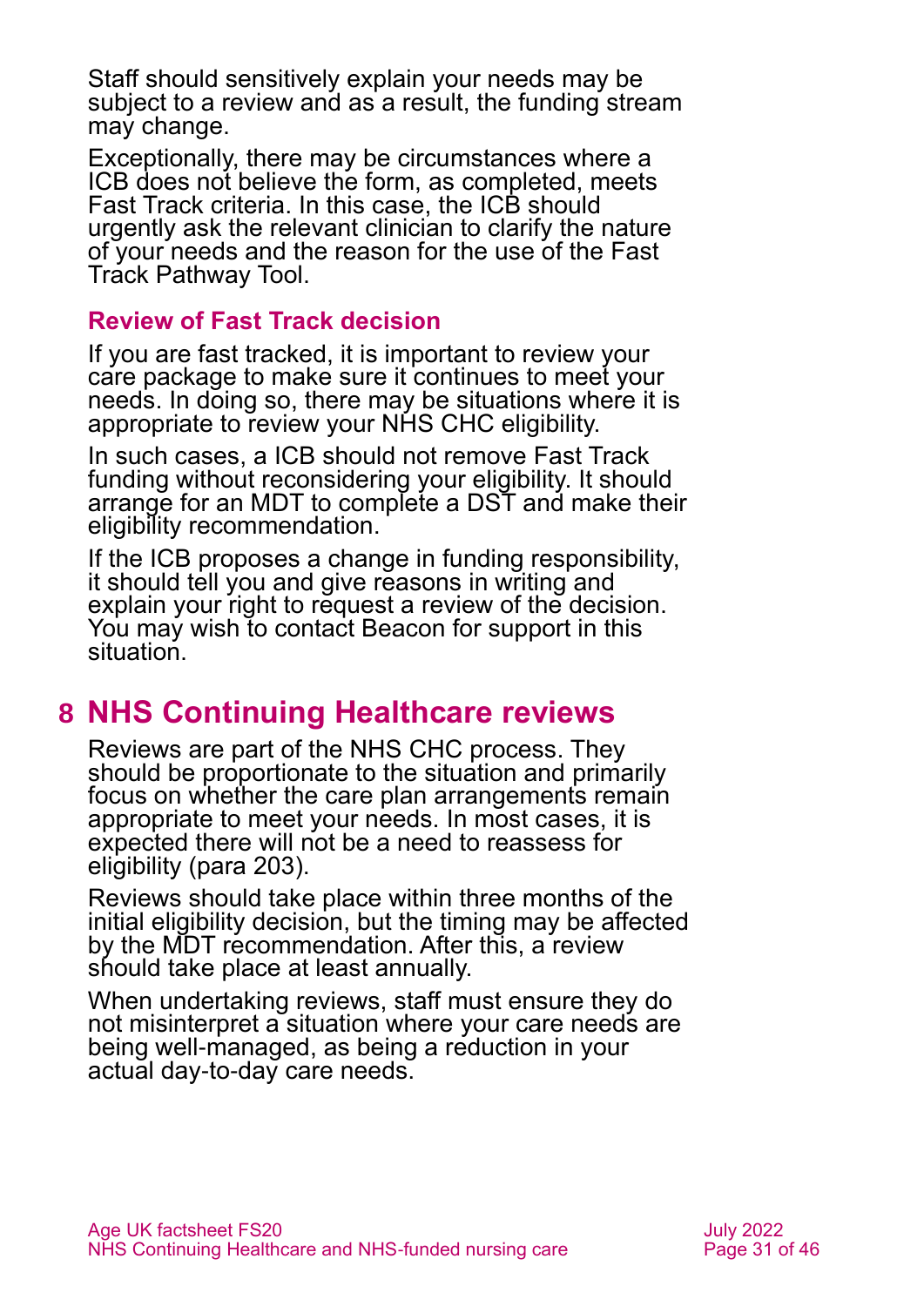Staff should sensitively explain your needs may be subject to a review and as a result, the funding stream may change.

Exceptionally, there may be circumstances where a ICB does not believe the form, as completed, meets Fast Track criteria. In this case, the ICB should urgently ask the relevant clinician to clarify the nature of your needs and the reason for the use of the Fast Track Pathway Tool.

### Review of Fast Track decision

If you are fast tracked, it is important to review your care package to make sure it continues to meet your needs. In doing so, there may be situations where it is appropriate to review your NHS CHC eligibility.

In such cases, a ICB should not remove Fast Track funding without reconsidering your eligibility. It should arrange for an MDT to complete a DST and make their eligibility recommendation.

If the ICB proposes a change in funding responsibility, it should tell you and give reasons in writing and explain your right to request a review of the decision. You may wish to contact Beacon for support in this situation.

## 8 NHS Continuing Healthcare reviews

Reviews are part of the NHS CHC process. They should be proportionate to the situation and primarily focus on whether the care plan arrangements remain appropriate to meet your needs. In most cases, it is expected there will not be a need to reassess for eligibility (para 203).

Reviews should take place within three months of the initial eligibility decision, but the timing may be affected by the MDT recommendation. After this, a review should take place at least annually.

When undertaking reviews, staff must ensure they do not misinterpret a situation where your care needs are being well-managed, as being a reduction in your actual day-to-day care needs.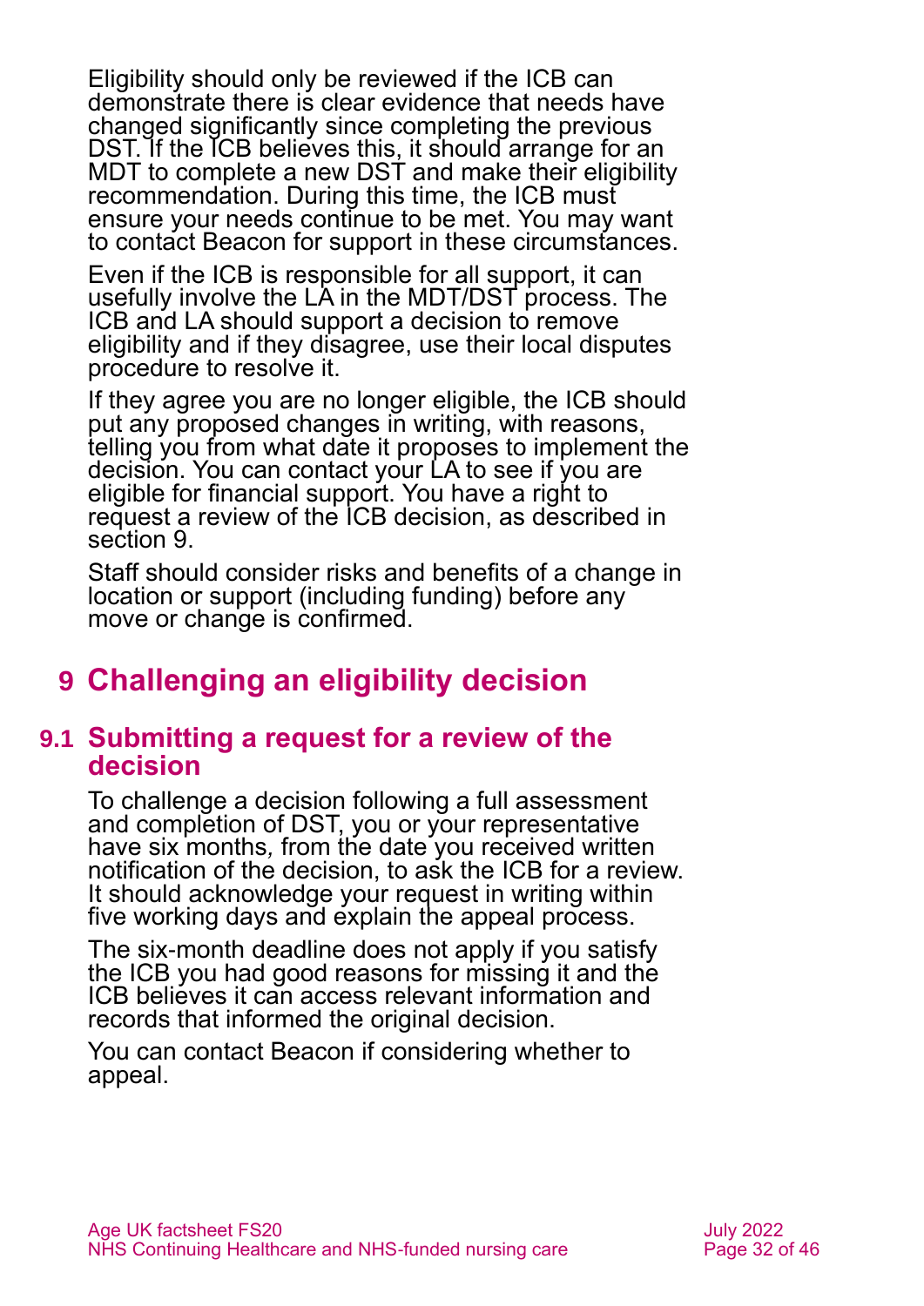Eligibility should only be reviewed if the ICB can demonstrate there is clear evidence that needs have changed significantly since completing the previous DST. If the ICB believes this, it should arrange for an MDT to complete a new DST and make their eligibility recommendation. During this time, the ICB must ensure your needs continue to be met. You may want to contact Beacon for support in these circumstances.

Even if the ICB is responsible for all support, it can usefully involve the LA in the MDT/DST process. The ICB and LA should support a decision to remove eligibility and if they disagree, use their local disputes procedure to resolve it.

If they agree you are no longer eligible, the ICB should put any proposed changes in writing, with reasons, telling you from what date it proposes to implement the decision. You can contact your LA to see if you are eligible for financial support. You have a right to request a review of the ICB decision, as described in section 9.

Staff should consider risks and benefits of a change in location or support (including funding) before any move or change is confirmed.

# 9 Challenging an eligibility decision

## 9.1 Submitting a request for a review of the decision

To challenge a decision following a full assessment and completion of DST, you or your representative have six months, from the date you received written notification of the decision, to ask the ICB for a review. It should acknowledge your request in writing within five working days and explain the appeal process.

The six-month deadline does not apply if you satisfy the ICB you had good reasons for missing it and the ICB believes it can access relevant information and records that informed the original decision.

You can contact Beacon if considering whether to appeal.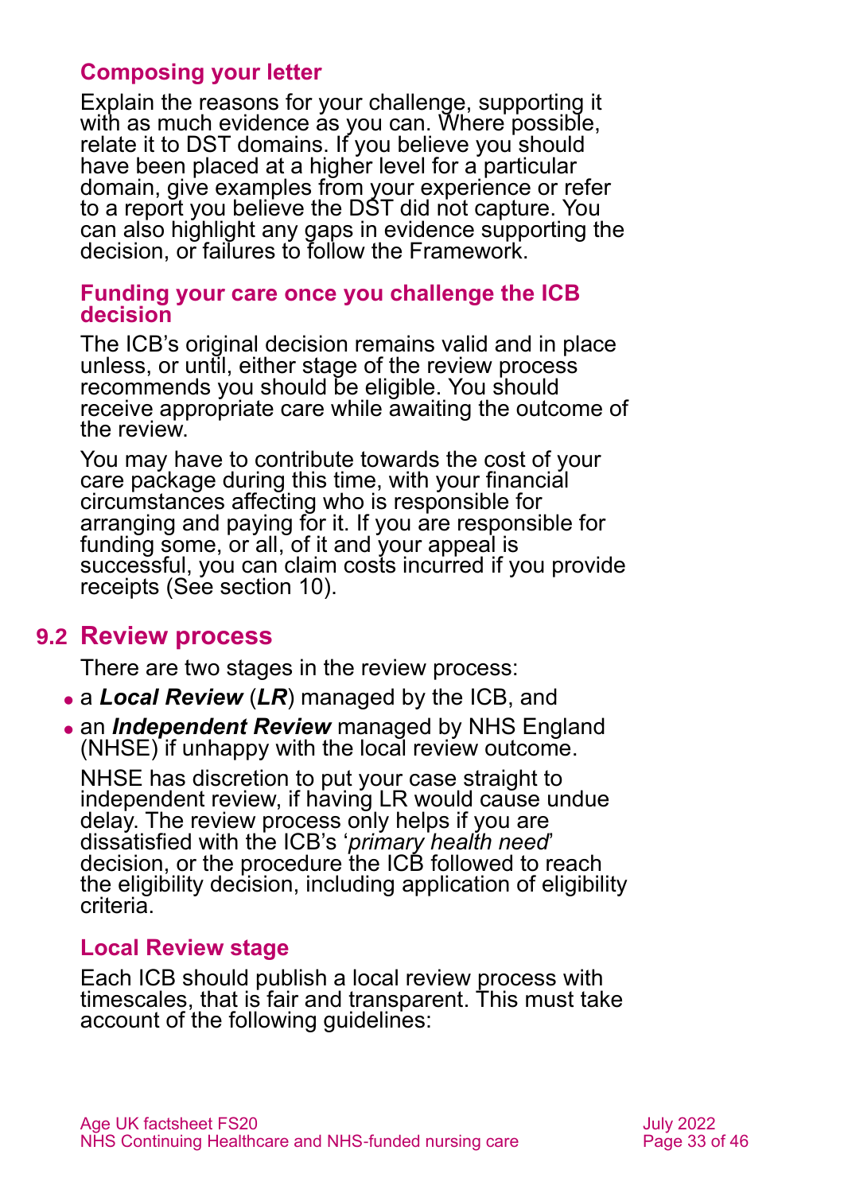### Composing your letter

Explain the reasons for your challenge, supporting it with as much evidence as you can. Where possible, relate it to DST domains. If you believe you should have been placed at a higher level for a particular domain, give examples from your experience or refer to a report you believe the DST did not capture. You can also highlight any gaps in evidence supporting the decision, or failures to follow the Framework.

### Funding your care once you challenge the ICB decision

The ICB's original decision remains valid and in place unless, or until, either stage of the review process recommends you should be eligible. You should receive appropriate care while awaiting the outcome of the review.

You may have to contribute towards the cost of your care package during this time, with your financial circumstances affecting who is responsible for arranging and paying for it. If you are responsible for funding some, or all, of it and your appeal is successful, you can claim costs incurred if you provide receipts (See section 10).

## 9.2 Review process

There are two stages in the review process:

- a ***Local Review*** (***LR***) managed by the ICB, and
- an ***Independent Review*** managed by NHS England (NHSE) if unhappy with the local review outcome.

NHSE has discretion to put your case straight to independent review, if having LR would cause undue delay. The review process only helps if you are dissatisfied with the ICB's '*primary health need*' decision, or the procedure the ICB followed to reach the eligibility decision, including application of eligibility criteria.

### Local Review stage

Each ICB should publish a local review process with timescales, that is fair and transparent. This must take account of the following guidelines: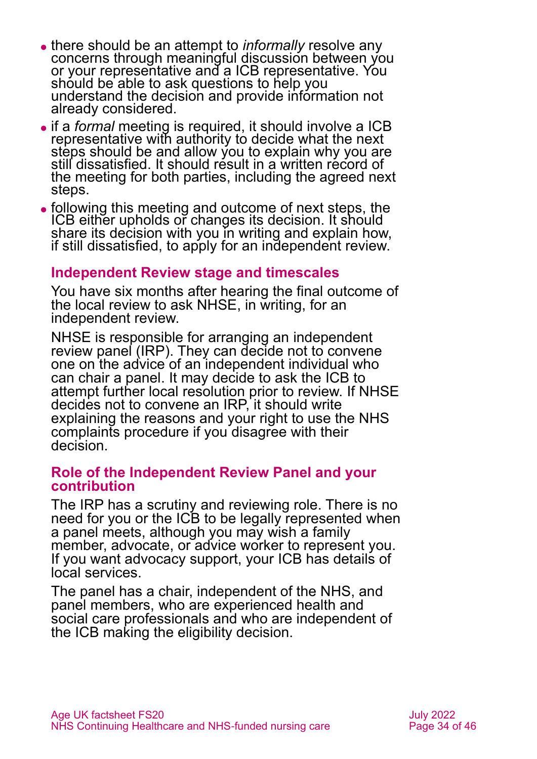- there should be an attempt to *informally* resolve any concerns through meaningful discussion between you or your representative and a ICB representative. You should be able to ask questions to help you understand the decision and provide information not already considered.
- if a *formal* meeting is required, it should involve a ICB representative with authority to decide what the next steps should be and allow you to explain why you are still dissatisfied. It should result in a written record of the meeting for both parties, including the agreed next steps.
- following this meeting and outcome of next steps, the ICB either upholds or changes its decision. It should share its decision with you in writing and explain how, if still dissatisfied, to apply for an independent review.

### Independent Review stage and timescales

You have six months after hearing the final outcome of the local review to ask NHSE, in writing, for an independent review.

NHSE is responsible for arranging an independent review panel (IRP). They can decide not to convene one on the advice of an independent individual who can chair a panel. It may decide to ask the ICB to attempt further local resolution prior to review. If NHSE decides not to convene an IRP, it should write explaining the reasons and your right to use the NHS complaints procedure if you disagree with their decision.

### Role of the Independent Review Panel and your contribution

The IRP has a scrutiny and reviewing role. There is no need for you or the ICB to be legally represented when a panel meets, although you may wish a family member, advocate, or advice worker to represent you. If you want advocacy support, your ICB has details of local services.

The panel has a chair, independent of the NHS, and panel members, who are experienced health and social care professionals and who are independent of the ICB making the eligibility decision.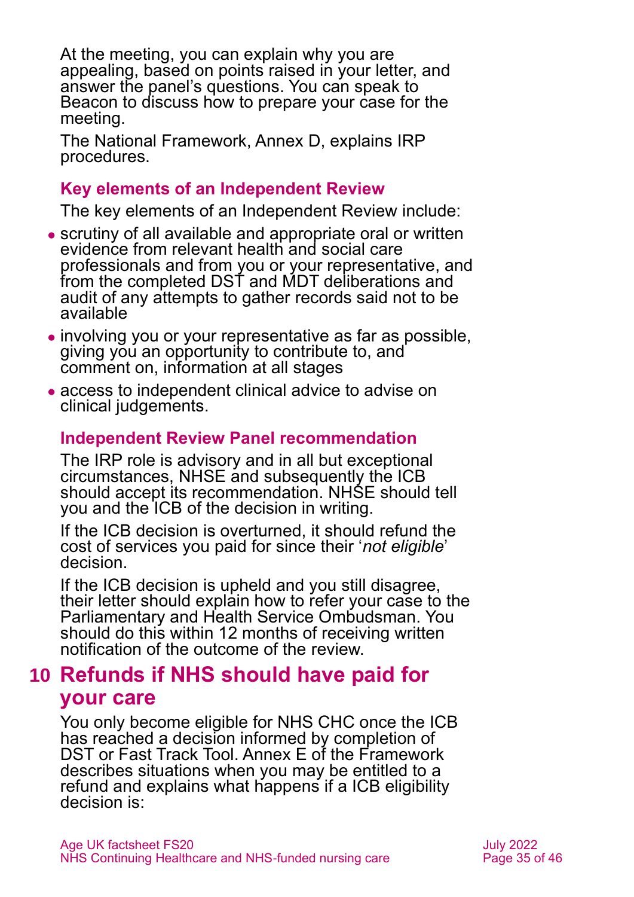At the meeting, you can explain why you are appealing, based on points raised in your letter, and answer the panel's questions. You can speak to Beacon to discuss how to prepare your case for the meeting.

The National Framework, Annex D, explains IRP procedures.

### Key elements of an Independent Review

The key elements of an Independent Review include:

- scrutiny of all available and appropriate oral or written evidence from relevant health and social care professionals and from you or your representative, and from the completed DST and MDT deliberations and audit of any attempts to gather records said not to be available
- involving you or your representative as far as possible, giving you an opportunity to contribute to, and comment on, information at all stages
- access to independent clinical advice to advise on clinical judgements.

### Independent Review Panel recommendation

The IRP role is advisory and in all but exceptional circumstances, NHSE and subsequently the ICB should accept its recommendation. NHSE should tell you and the ICB of the decision in writing.

If the ICB decision is overturned, it should refund the cost of services you paid for since their '*not eligible*' decision.

If the ICB decision is upheld and you still disagree, their letter should explain how to refer your case to the Parliamentary and Health Service Ombudsman. You should do this within 12 months of receiving written notification of the outcome of the review.

## 10 Refunds if NHS should have paid for your care

You only become eligible for NHS CHC once the ICB has reached a decision informed by completion of DST or Fast Track Tool. Annex E of the Framework describes situations when you may be entitled to a refund and explains what happens if a ICB eligibility decision is: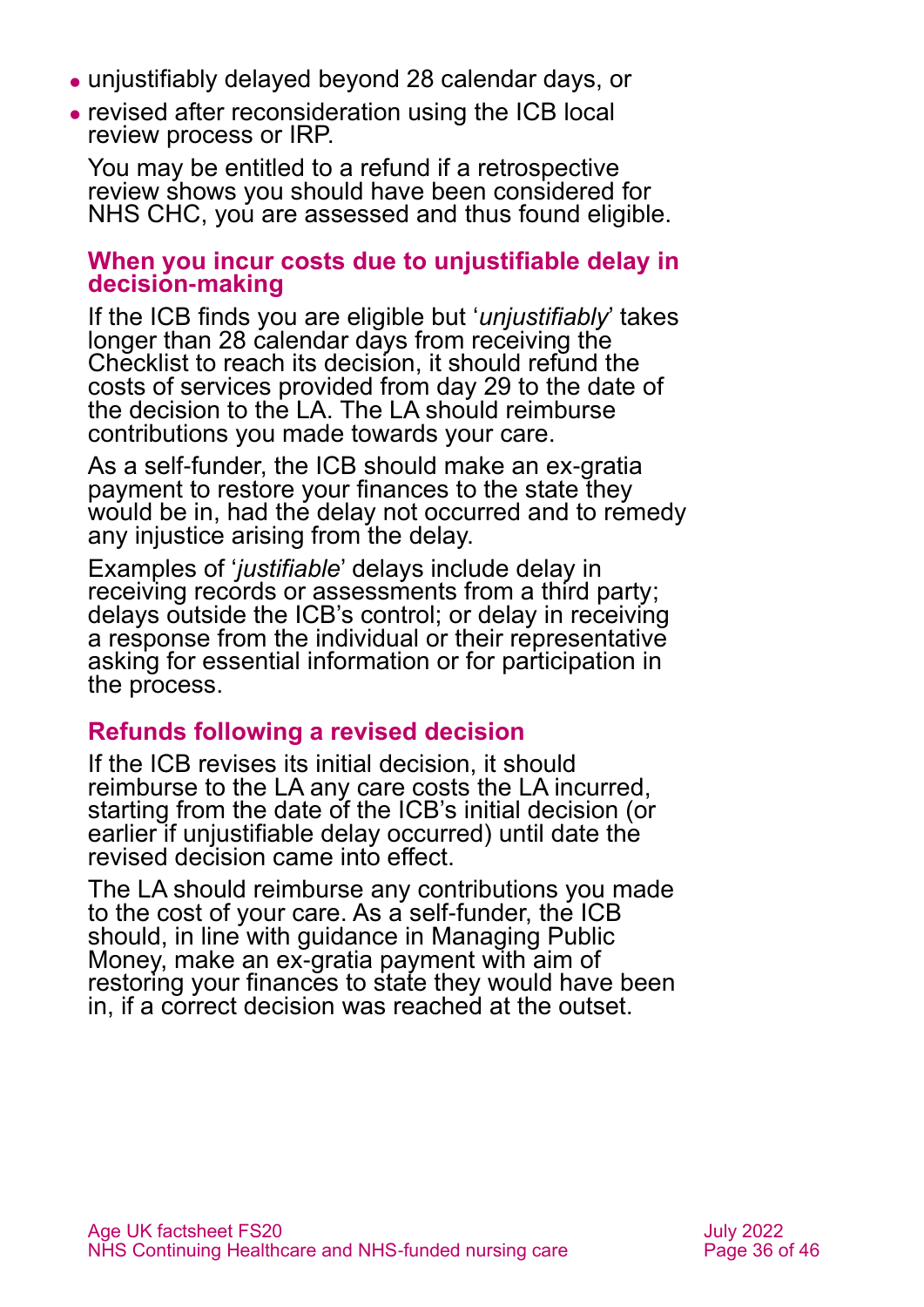- unjustifiably delayed beyond 28 calendar days, or
- revised after reconsideration using the ICB local review process or IRP.

You may be entitled to a refund if a retrospective review shows you should have been considered for NHS CHC, you are assessed and thus found eligible.

### When you incur costs due to unjustifiable delay in decision-making

If the ICB finds you are eligible but '*unjustifiably*' takes longer than 28 calendar days from receiving the Checklist to reach its decision, it should refund the costs of services provided from day 29 to the date of the decision to the LA. The LA should reimburse contributions you made towards your care.

As a self-funder, the ICB should make an ex-gratia payment to restore your finances to the state they would be in, had the delay not occurred and to remedy any injustice arising from the delay.

Examples of '*justifiable*' delays include delay in receiving records or assessments from a third party; delays outside the ICB's control; or delay in receiving a response from the individual or their representative asking for essential information or for participation in the process.

### Refunds following a revised decision

If the ICB revises its initial decision, it should reimburse to the LA any care costs the LA incurred, starting from the date of the ICB's initial decision (or earlier if unjustifiable delay occurred) until date the revised decision came into effect.

The LA should reimburse any contributions you made to the cost of your care. As a self-funder, the ICB should, in line with guidance in Managing Public Money, make an ex-gratia payment with aim of restoring your finances to state they would have been in, if a correct decision was reached at the outset.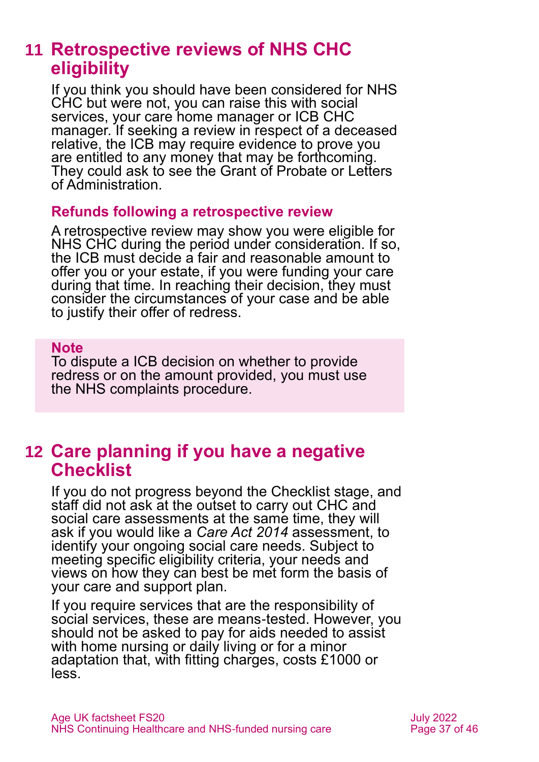## 11 Retrospective reviews of NHS CHC eligibility

If you think you should have been considered for NHS CHC but were not, you can raise this with social services, your care home manager or ICB CHC manager. If seeking a review in respect of a deceased relative, the ICB may require evidence to prove you are entitled to any money that may be forthcoming. They could ask to see the Grant of Probate or Letters of Administration.

### Refunds following a retrospective review

A retrospective review may show you were eligible for NHS CHC during the period under consideration. If so, the ICB must decide a fair and reasonable amount to offer you or your estate, if you were funding your care during that time. In reaching their decision, they must consider the circumstances of your case and be able to justify their offer of redress.

> **Note**
> To dispute a ICB decision on whether to provide redress or on the amount provided, you must use the NHS complaints procedure.

## 12 Care planning if you have a negative Checklist

If you do not progress beyond the Checklist stage, and staff did not ask at the outset to carry out CHC and social care assessments at the same time, they will ask if you would like a *Care Act 2014* assessment, to identify your ongoing social care needs. Subject to meeting specific eligibility criteria, your needs and views on how they can best be met form the basis of your care and support plan.

If you require services that are the responsibility of social services, these are means-tested. However, you should not be asked to pay for aids needed to assist with home nursing or daily living or for a minor adaptation that, with fitting charges, costs £1000 or less.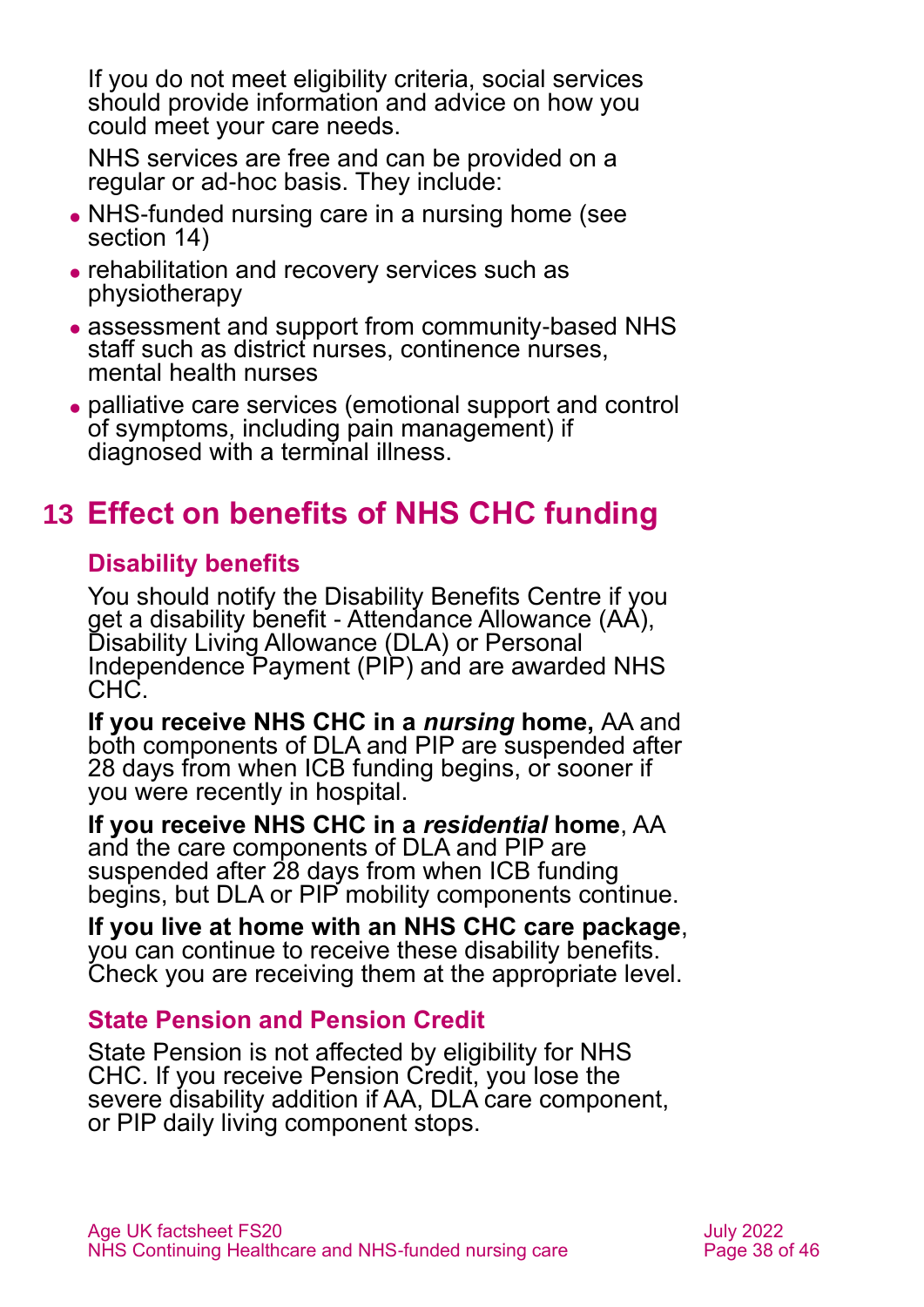If you do not meet eligibility criteria, social services should provide information and advice on how you could meet your care needs.

NHS services are free and can be provided on a regular or ad-hoc basis. They include:

- NHS-funded nursing care in a nursing home (see section 14)
- rehabilitation and recovery services such as physiotherapy
- assessment and support from community-based NHS staff such as district nurses, continence nurses, mental health nurses
- palliative care services (emotional support and control of symptoms, including pain management) if diagnosed with a terminal illness.

## 13 Effect on benefits of NHS CHC funding

### Disability benefits

You should notify the Disability Benefits Centre if you get a disability benefit - Attendance Allowance (AA), Disability Living Allowance (DLA) or Personal Independence Payment (PIP) and are awarded NHS CHC.

**If you receive NHS CHC in a *nursing* home,** AA and both components of DLA and PIP are suspended after 28 days from when ICB funding begins, or sooner if you were recently in hospital.

**If you receive NHS CHC in a *residential* home**, AA and the care components of DLA and PIP are suspended after 28 days from when ICB funding begins, but DLA or PIP mobility components continue.

**If you live at home with an NHS CHC care package**, you can continue to receive these disability benefits. Check you are receiving them at the appropriate level.

### State Pension and Pension Credit

State Pension is not affected by eligibility for NHS CHC. If you receive Pension Credit, you lose the severe disability addition if AA, DLA care component, or PIP daily living component stops.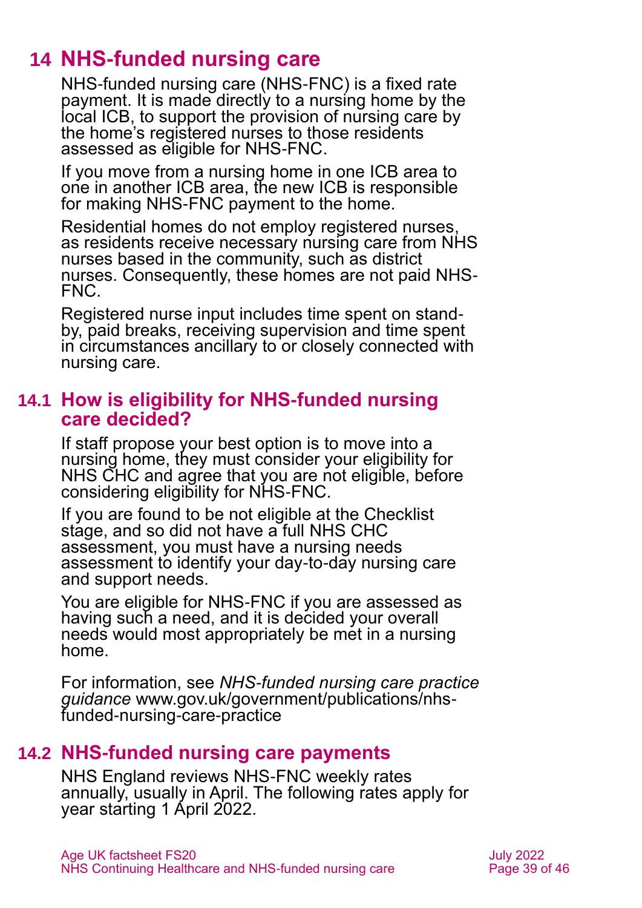## 14 NHS-funded nursing care

NHS-funded nursing care (NHS-FNC) is a fixed rate payment. It is made directly to a nursing home by the local ICB, to support the provision of nursing care by the home's registered nurses to those residents assessed as eligible for NHS-FNC.

If you move from a nursing home in one ICB area to one in another ICB area, the new ICB is responsible for making NHS-FNC payment to the home.

Residential homes do not employ registered nurses, as residents receive necessary nursing care from NHS nurses based in the community, such as district nurses. Consequently, these homes are not paid NHS-FNC.

Registered nurse input includes time spent on stand-by, paid breaks, receiving supervision and time spent in circumstances ancillary to or closely connected with nursing care.

### 14.1 How is eligibility for NHS-funded nursing care decided?

If staff propose your best option is to move into a nursing home, they must consider your eligibility for NHS CHC and agree that you are not eligible, before considering eligibility for NHS-FNC.

If you are found to be not eligible at the Checklist stage, and so did not have a full NHS CHC assessment, you must have a nursing needs assessment to identify your day-to-day nursing care and support needs.

You are eligible for NHS-FNC if you are assessed as having such a need, and it is decided your overall needs would most appropriately be met in a nursing home.

For information, see *NHS-funded nursing care practice guidance* www.gov.uk/government/publications/nhs-funded-nursing-care-practice

### 14.2 NHS-funded nursing care payments

NHS England reviews NHS-FNC weekly rates annually, usually in April. The following rates apply for year starting 1 April 2022.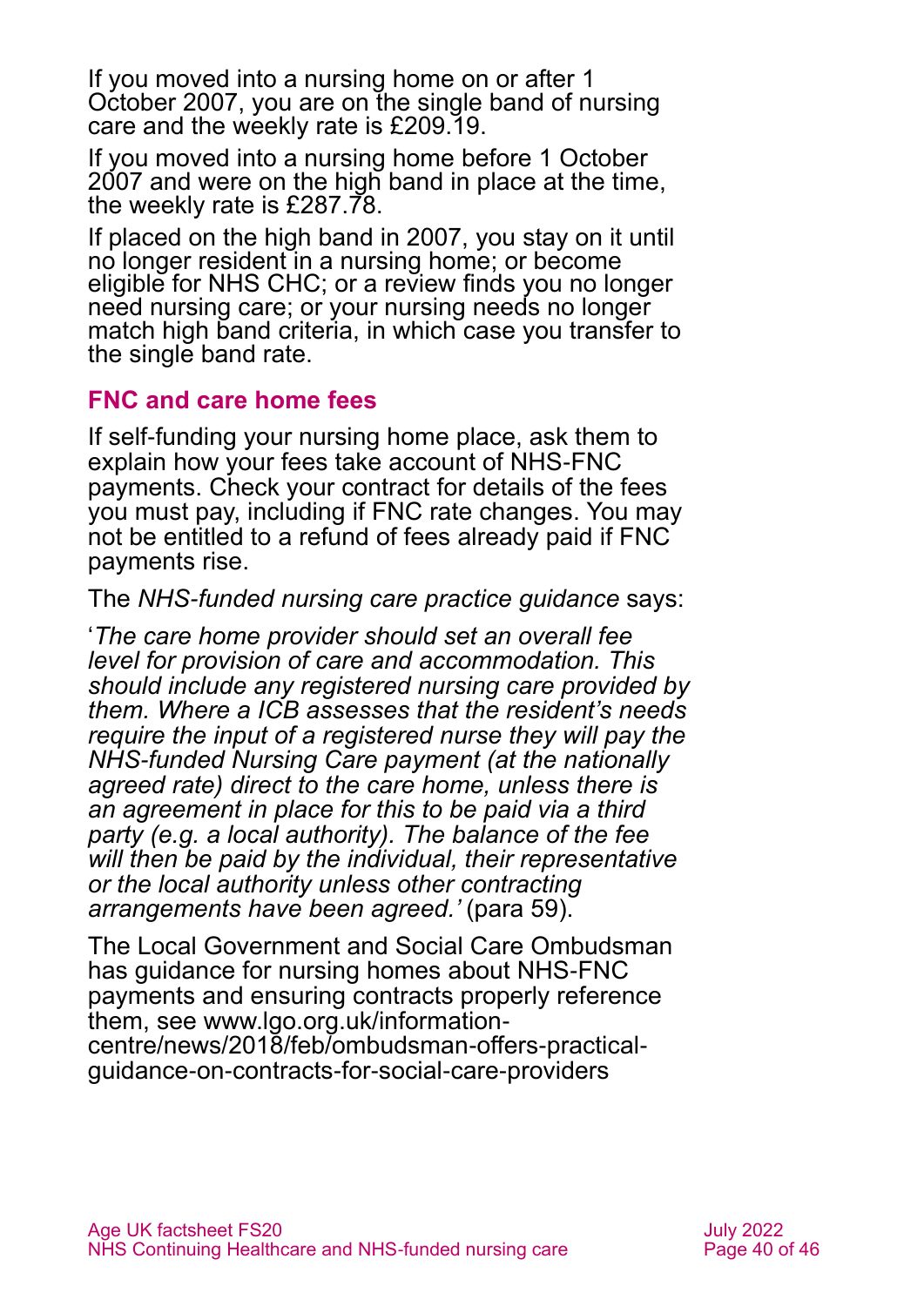If you moved into a nursing home on or after 1 October 2007, you are on the single band of nursing care and the weekly rate is £209.19.

If you moved into a nursing home before 1 October 2007 and were on the high band in place at the time, the weekly rate is £287.78.

If placed on the high band in 2007, you stay on it until no longer resident in a nursing home; or become eligible for NHS CHC; or a review finds you no longer need nursing care; or your nursing needs no longer match high band criteria, in which case you transfer to the single band rate.

### FNC and care home fees

If self-funding your nursing home place, ask them to explain how your fees take account of NHS-FNC payments. Check your contract for details of the fees you must pay, including if FNC rate changes. You may not be entitled to a refund of fees already paid if FNC payments rise.

The *NHS-funded nursing care practice guidance* says:

'*The care home provider should set an overall fee level for provision of care and accommodation. This should include any registered nursing care provided by them. Where a ICB assesses that the resident's needs require the input of a registered nurse they will pay the NHS-funded Nursing Care payment (at the nationally agreed rate) direct to the care home, unless there is an agreement in place for this to be paid via a third party (e.g. a local authority). The balance of the fee will then be paid by the individual, their representative or the local authority unless other contracting arrangements have been agreed.'* (para 59).

The Local Government and Social Care Ombudsman has guidance for nursing homes about NHS-FNC payments and ensuring contracts properly reference them, see www.lgo.org.uk/information-centre/news/2018/feb/ombudsman-offers-practical-guidance-on-contracts-for-social-care-providers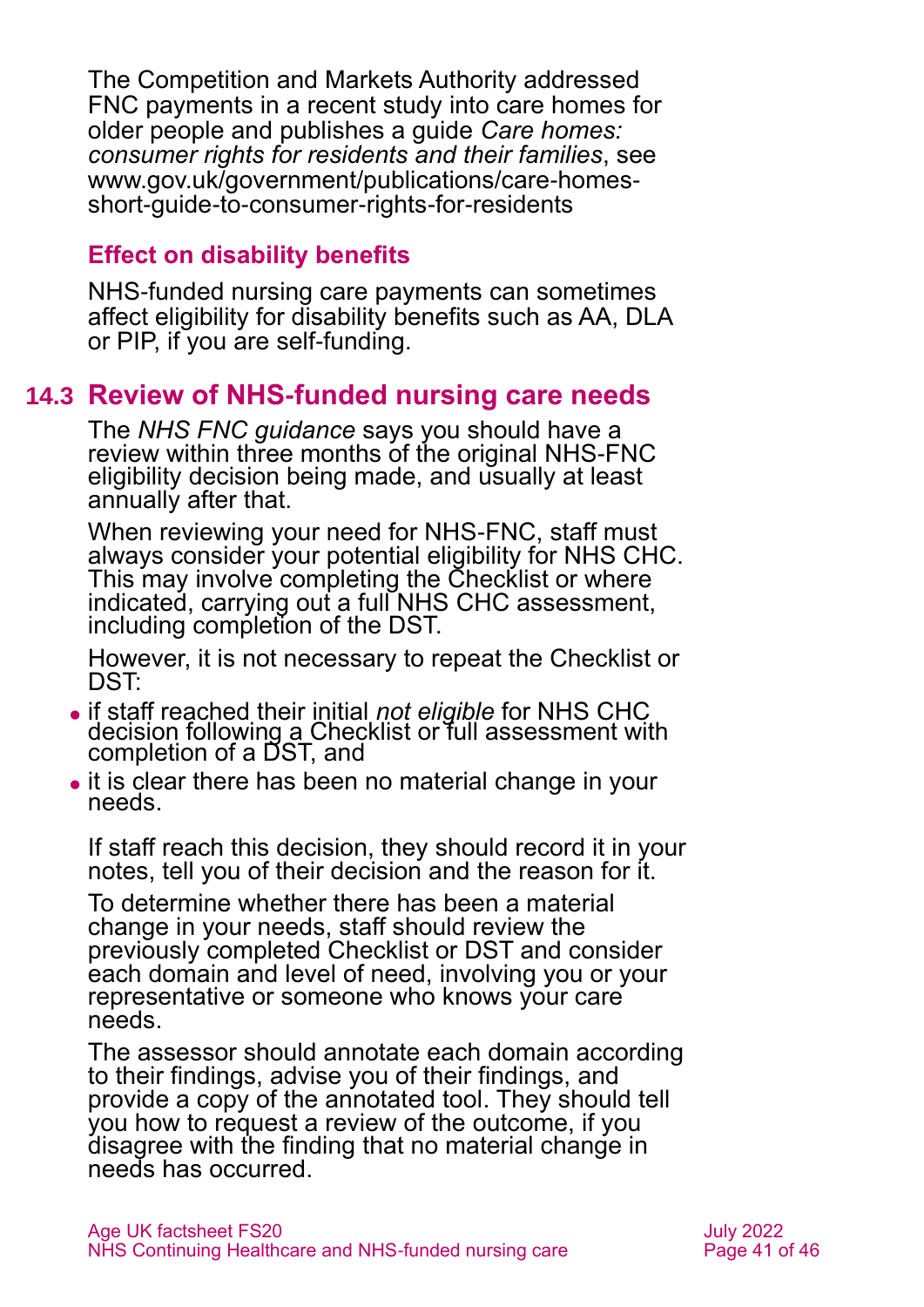The Competition and Markets Authority addressed FNC payments in a recent study into care homes for older people and publishes a guide *Care homes: consumer rights for residents and their families*, see www.gov.uk/government/publications/care-homes-short-guide-to-consumer-rights-for-residents

### Effect on disability benefits

NHS-funded nursing care payments can sometimes affect eligibility for disability benefits such as AA, DLA or PIP, if you are self-funding.

## 14.3 Review of NHS-funded nursing care needs

The *NHS FNC guidance* says you should have a review within three months of the original NHS-FNC eligibility decision being made, and usually at least annually after that.

When reviewing your need for NHS-FNC, staff must always consider your potential eligibility for NHS CHC. This may involve completing the Checklist or where indicated, carrying out a full NHS CHC assessment, including completion of the DST.

However, it is not necessary to repeat the Checklist or DST:

- if staff reached their initial *not eligible* for NHS CHC decision following a Checklist or full assessment with completion of a DST, and
- it is clear there has been no material change in your needs.

If staff reach this decision, they should record it in your notes, tell you of their decision and the reason for it.

To determine whether there has been a material change in your needs, staff should review the previously completed Checklist or DST and consider each domain and level of need, involving you or your representative or someone who knows your care needs.

The assessor should annotate each domain according to their findings, advise you of their findings, and provide a copy of the annotated tool. They should tell you how to request a review of the outcome, if you disagree with the finding that no material change in needs has occurred.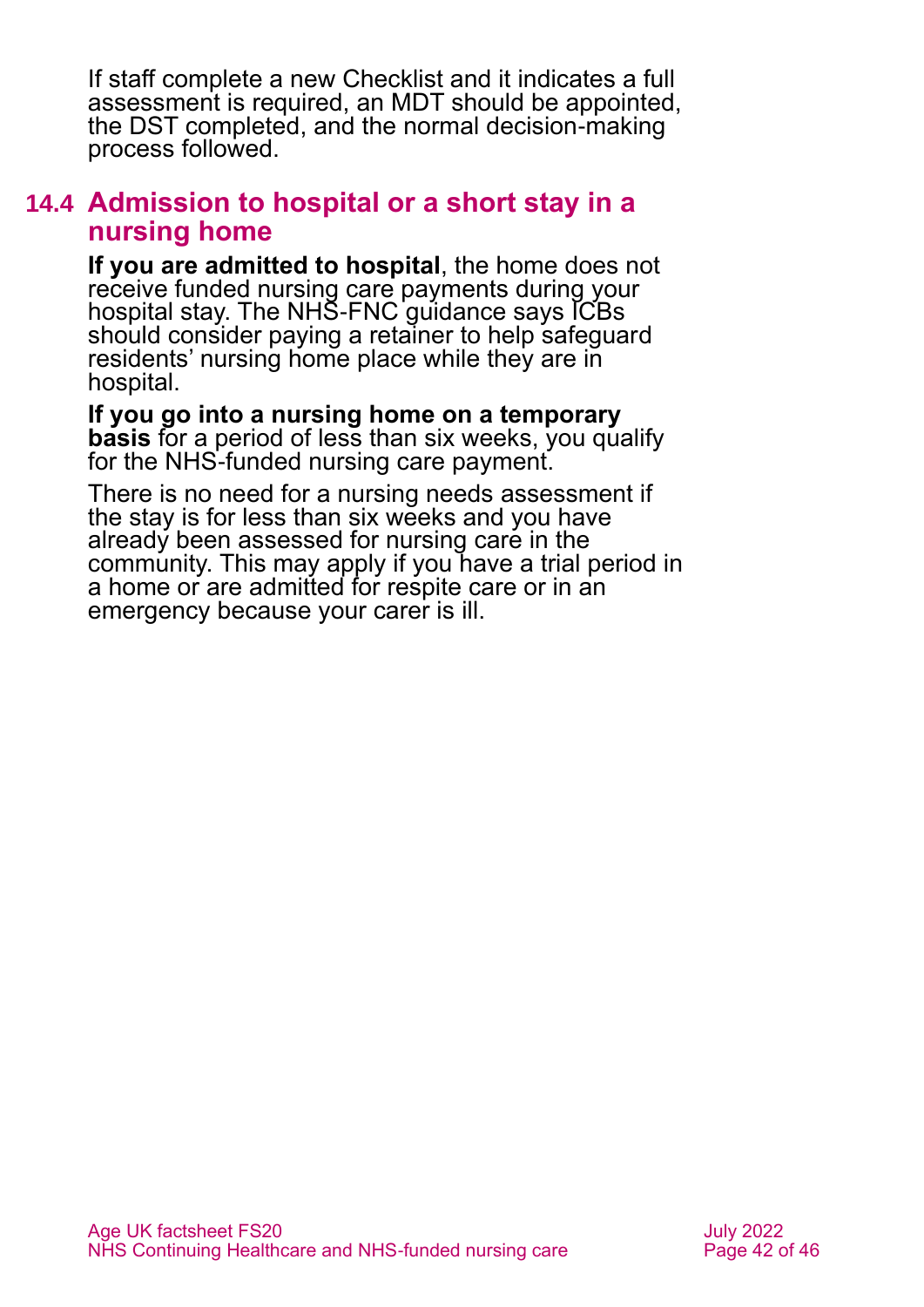If staff complete a new Checklist and it indicates a full assessment is required, an MDT should be appointed, the DST completed, and the normal decision-making process followed.

## 14.4 Admission to hospital or a short stay in a nursing home

**If you are admitted to hospital**, the home does not receive funded nursing care payments during your hospital stay. The NHS-FNC guidance says ICBs should consider paying a retainer to help safeguard residents' nursing home place while they are in hospital.

**If you go into a nursing home on a temporary basis** for a period of less than six weeks, you qualify for the NHS-funded nursing care payment.

There is no need for a nursing needs assessment if the stay is for less than six weeks and you have already been assessed for nursing care in the community. This may apply if you have a trial period in a home or are admitted for respite care or in an emergency because your carer is ill.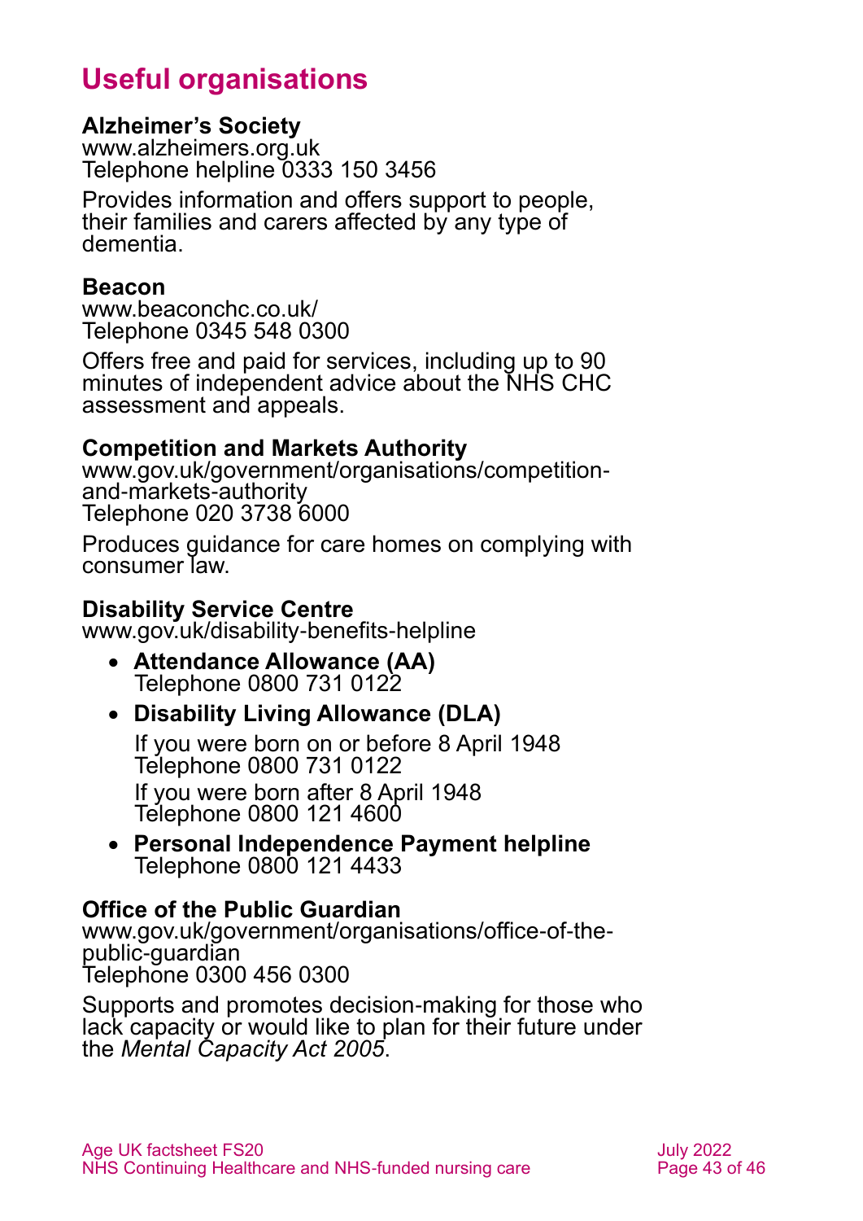# Useful organisations

**Alzheimer's Society**
www.alzheimers.org.uk
Telephone helpline 0333 150 3456

Provides information and offers support to people, their families and carers affected by any type of dementia.

**Beacon**
www.beaconchc.co.uk/
Telephone 0345 548 0300

Offers free and paid for services, including up to 90 minutes of independent advice about the NHS CHC assessment and appeals.

**Competition and Markets Authority**
www.gov.uk/government/organisations/competition-and-markets-authority
Telephone 020 3738 6000

Produces guidance for care homes on complying with consumer law.

**Disability Service Centre**
www.gov.uk/disability-benefits-helpline

- **Attendance Allowance (AA)**
  Telephone 0800 731 0122
- **Disability Living Allowance (DLA)**
  If you were born on or before 8 April 1948
  Telephone 0800 731 0122
  If you were born after 8 April 1948
  Telephone 0800 121 4600
- **Personal Independence Payment helpline**
  Telephone 0800 121 4433

**Office of the Public Guardian**
www.gov.uk/government/organisations/office-of-the-public-guardian
Telephone 0300 456 0300

Supports and promotes decision-making for those who lack capacity or would like to plan for their future under the *Mental Capacity Act 2005*.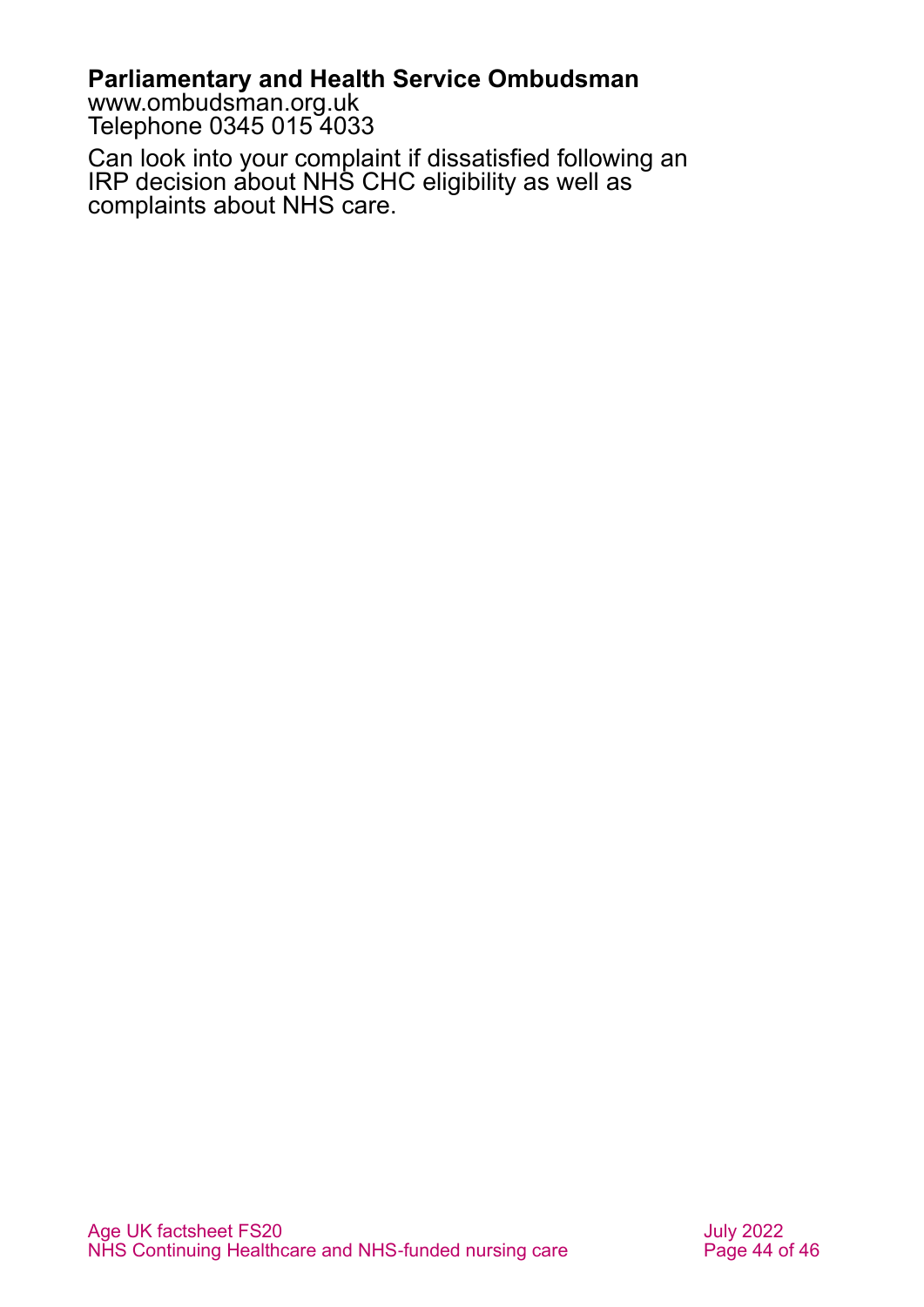**Parliamentary and Health Service Ombudsman**
www.ombudsman.org.uk
Telephone 0345 015 4033

Can look into your complaint if dissatisfied following an IRP decision about NHS CHC eligibility as well as complaints about NHS care.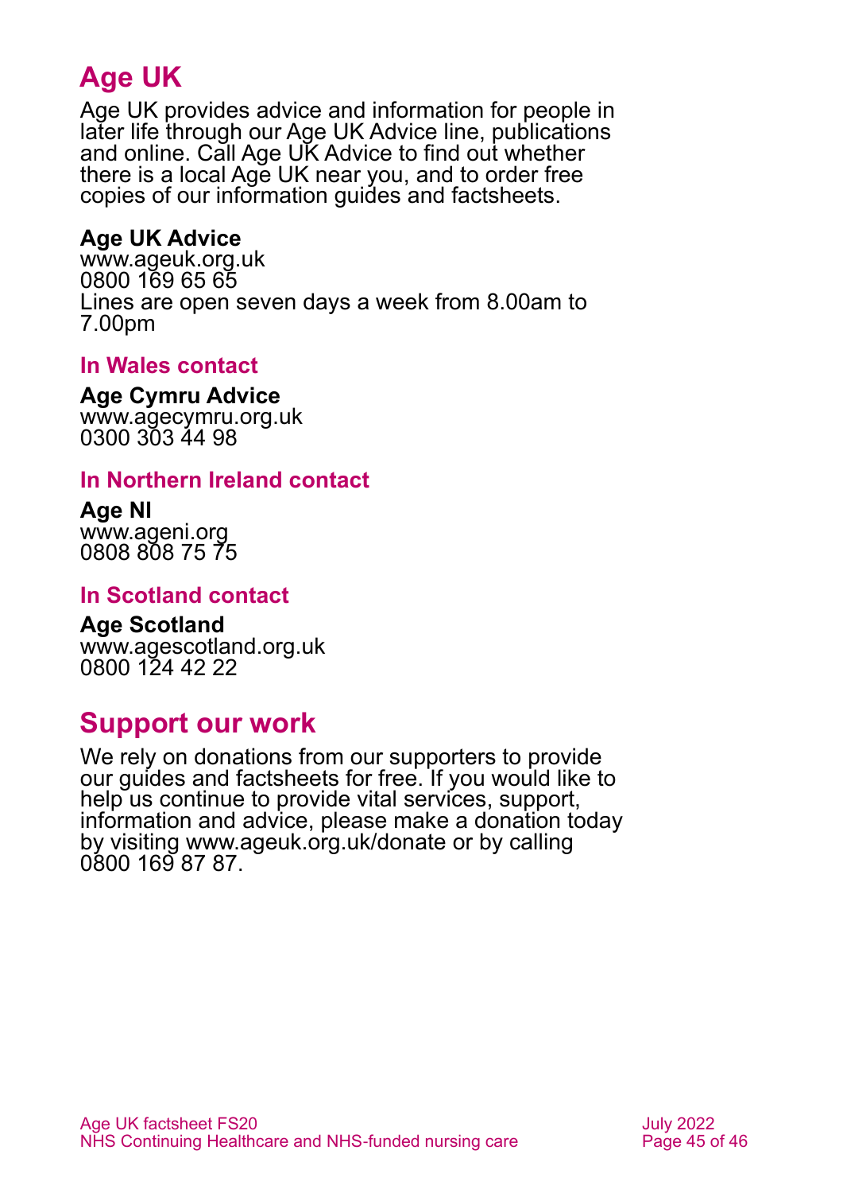## Age UK

Age UK provides advice and information for people in later life through our Age UK Advice line, publications and online. Call Age UK Advice to find out whether there is a local Age UK near you, and to order free copies of our information guides and factsheets.

**Age UK Advice**
www.ageuk.org.uk
0800 169 65 65
Lines are open seven days a week from 8.00am to 7.00pm

### In Wales contact

**Age Cymru Advice**
www.agecymru.org.uk
0300 303 44 98

### In Northern Ireland contact

**Age NI**
www.ageni.org
0808 808 75 75

### In Scotland contact

**Age Scotland**
www.agescotland.org.uk
0800 124 42 22

## Support our work

We rely on donations from our supporters to provide our guides and factsheets for free. If you would like to help us continue to provide vital services, support, information and advice, please make a donation today by visiting www.ageuk.org.uk/donate or by calling 0800 169 87 87.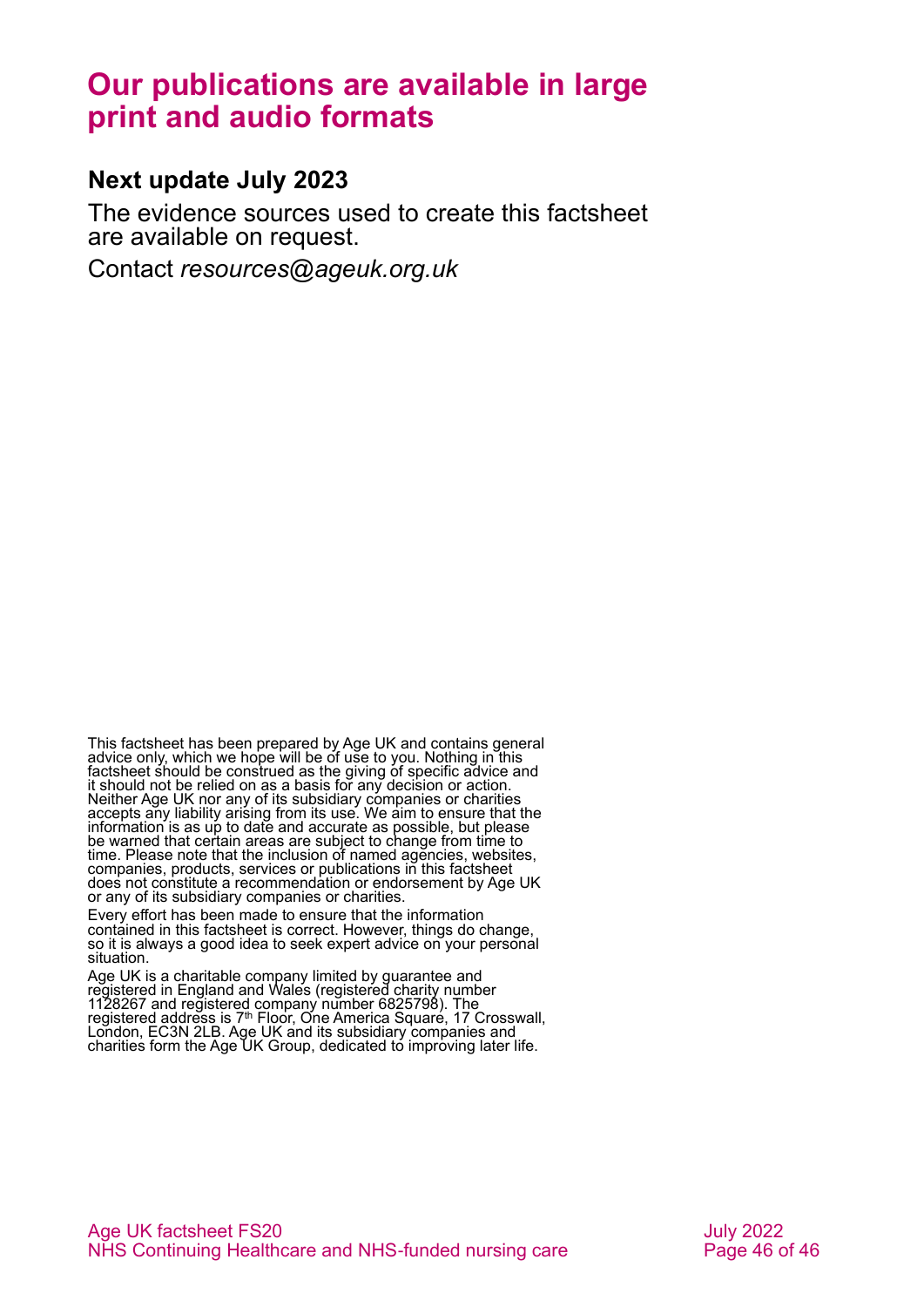# Our publications are available in large print and audio formats

## Next update July 2023

The evidence sources used to create this factsheet are available on request.

Contact *resources@ageuk.org.uk*

This factsheet has been prepared by Age UK and contains general advice only, which we hope will be of use to you. Nothing in this factsheet should be construed as the giving of specific advice and it should not be relied on as a basis for any decision or action. Neither Age UK nor any of its subsidiary companies or charities accepts any liability arising from its use. We aim to ensure that the information is as up to date and accurate as possible, but please be warned that certain areas are subject to change from time to time. Please note that the inclusion of named agencies, websites, companies, products, services or publications in this factsheet does not constitute a recommendation or endorsement by Age UK or any of its subsidiary companies or charities.

Every effort has been made to ensure that the information contained in this factsheet is correct. However, things do change, so it is always a good idea to seek expert advice on your personal situation.

Age UK is a charitable company limited by guarantee and registered in England and Wales (registered charity number 1128267 and registered company number 6825798). The registered address is 7th Floor, One America Square, 17 Crosswall, London, EC3N 2LB. Age UK and its subsidiary companies and charities form the Age UK Group, dedicated to improving later life.